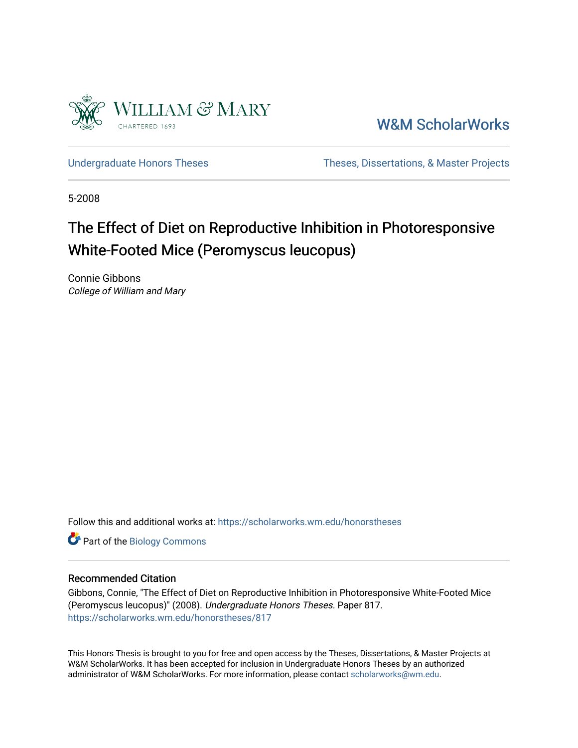William & Mary
CHARTERED 1693

W&M ScholarWorks

Undergraduate Honors Theses | Theses, Dissertations, & Master Projects

5-2008

# The Effect of Diet on Reproductive Inhibition in Photoresponsive White-Footed Mice (Peromyscus leucopus)

Connie Gibbons
*College of William and Mary*

Follow this and additional works at: https://scholarworks.wm.edu/honorstheses

Part of the Biology Commons

## Recommended Citation

Gibbons, Connie, "The Effect of Diet on Reproductive Inhibition in Photoresponsive White-Footed Mice (Peromyscus leucopus)" (2008). *Undergraduate Honors Theses.* Paper 817.
https://scholarworks.wm.edu/honorstheses/817

This Honors Thesis is brought to you for free and open access by the Theses, Dissertations, & Master Projects at W&M ScholarWorks. It has been accepted for inclusion in Undergraduate Honors Theses by an authorized administrator of W&M ScholarWorks. For more information, please contact scholarworks@wm.edu.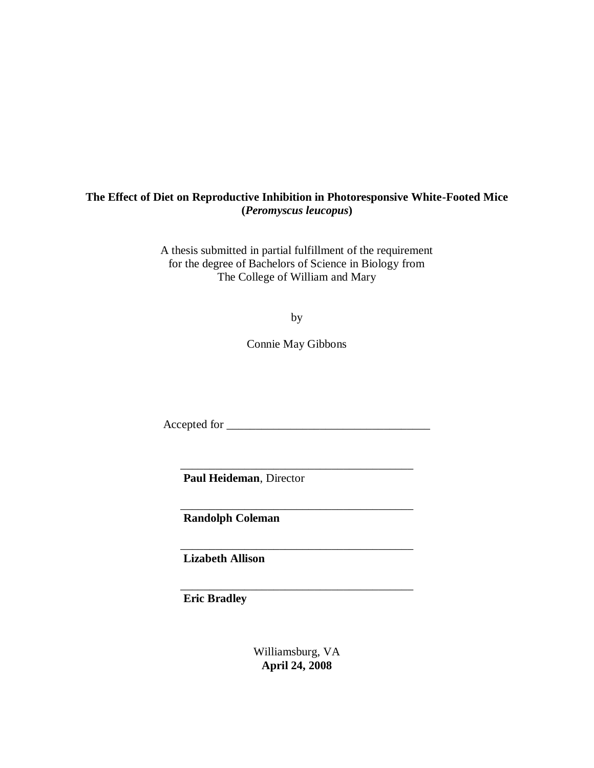**The Effect of Diet on Reproductive Inhibition in Photoresponsive White-Footed Mice (*Peromyscus leucopus*)**

A thesis submitted in partial fulfillment of the requirement
for the degree of Bachelors of Science in Biology from
The College of William and Mary

by

Connie May Gibbons

Accepted for ___________________________________

________________________________________
**Paul Heideman**, Director

________________________________________
**Randolph Coleman**

________________________________________
**Lizabeth Allison**

________________________________________
**Eric Bradley**

Williamsburg, VA
**April 24, 2008**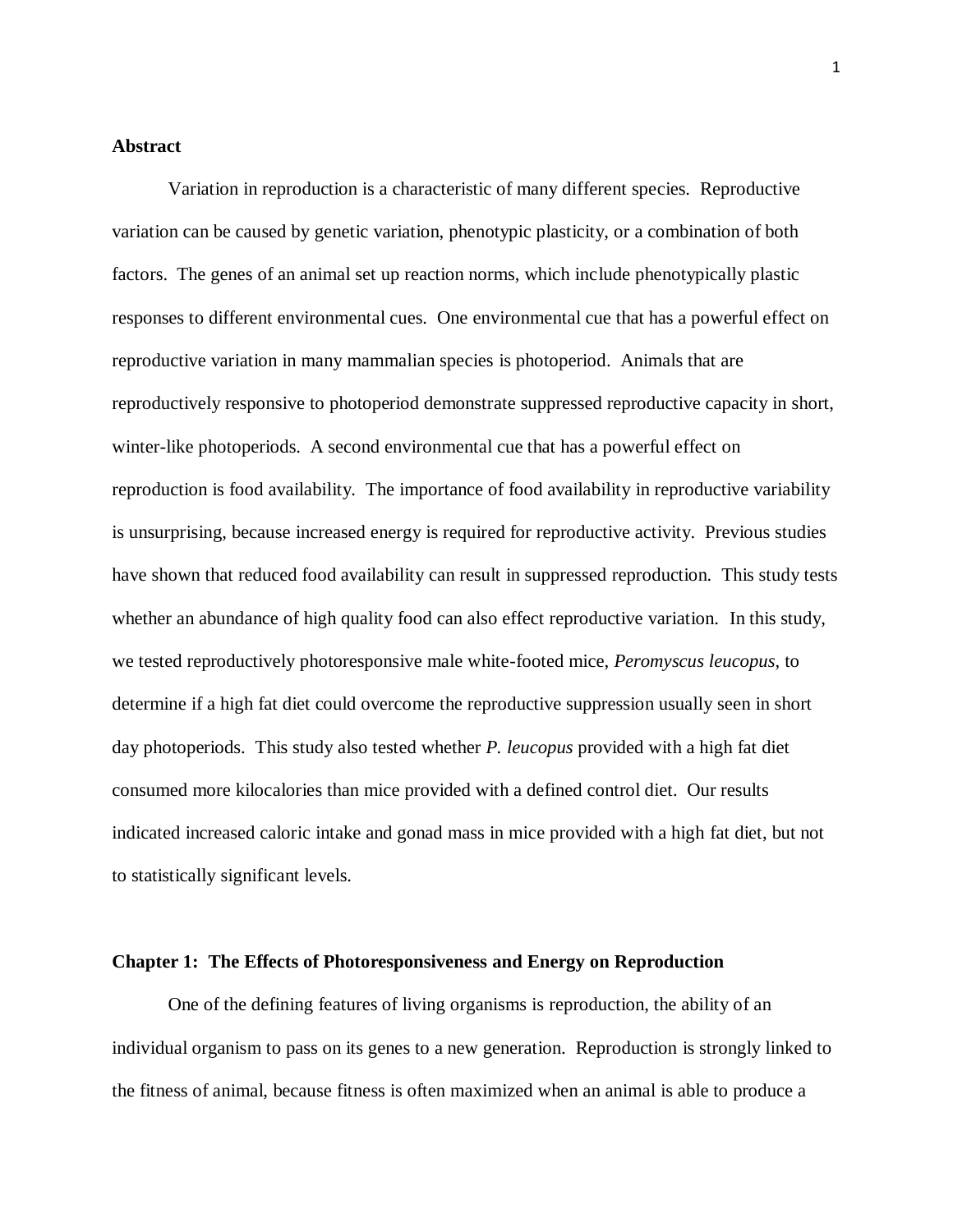**Abstract**

Variation in reproduction is a characteristic of many different species. Reproductive variation can be caused by genetic variation, phenotypic plasticity, or a combination of both factors. The genes of an animal set up reaction norms, which include phenotypically plastic responses to different environmental cues. One environmental cue that has a powerful effect on reproductive variation in many mammalian species is photoperiod. Animals that are reproductively responsive to photoperiod demonstrate suppressed reproductive capacity in short, winter-like photoperiods. A second environmental cue that has a powerful effect on reproduction is food availability. The importance of food availability in reproductive variability is unsurprising, because increased energy is required for reproductive activity. Previous studies have shown that reduced food availability can result in suppressed reproduction. This study tests whether an abundance of high quality food can also effect reproductive variation. In this study, we tested reproductively photoresponsive male white-footed mice, *Peromyscus leucopus*, to determine if a high fat diet could overcome the reproductive suppression usually seen in short day photoperiods. This study also tested whether *P. leucopus* provided with a high fat diet consumed more kilocalories than mice provided with a defined control diet. Our results indicated increased caloric intake and gonad mass in mice provided with a high fat diet, but not to statistically significant levels.

**Chapter 1: The Effects of Photoresponsiveness and Energy on Reproduction**

One of the defining features of living organisms is reproduction, the ability of an individual organism to pass on its genes to a new generation. Reproduction is strongly linked to the fitness of animal, because fitness is often maximized when an animal is able to produce a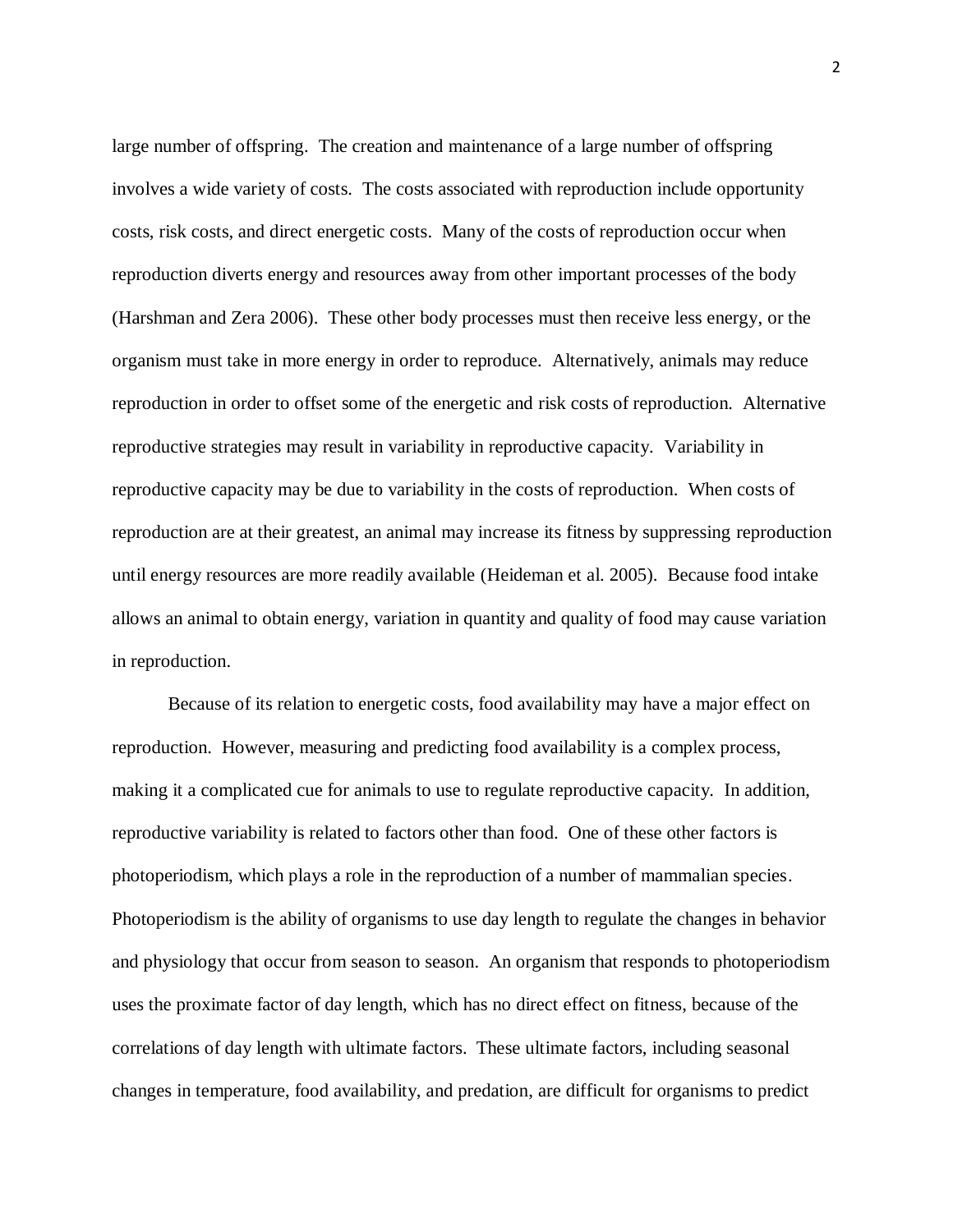large number of offspring. The creation and maintenance of a large number of offspring involves a wide variety of costs. The costs associated with reproduction include opportunity costs, risk costs, and direct energetic costs. Many of the costs of reproduction occur when reproduction diverts energy and resources away from other important processes of the body (Harshman and Zera 2006). These other body processes must then receive less energy, or the organism must take in more energy in order to reproduce. Alternatively, animals may reduce reproduction in order to offset some of the energetic and risk costs of reproduction. Alternative reproductive strategies may result in variability in reproductive capacity. Variability in reproductive capacity may be due to variability in the costs of reproduction. When costs of reproduction are at their greatest, an animal may increase its fitness by suppressing reproduction until energy resources are more readily available (Heideman et al. 2005). Because food intake allows an animal to obtain energy, variation in quantity and quality of food may cause variation in reproduction.

Because of its relation to energetic costs, food availability may have a major effect on reproduction. However, measuring and predicting food availability is a complex process, making it a complicated cue for animals to use to regulate reproductive capacity. In addition, reproductive variability is related to factors other than food. One of these other factors is photoperiodism, which plays a role in the reproduction of a number of mammalian species. Photoperiodism is the ability of organisms to use day length to regulate the changes in behavior and physiology that occur from season to season. An organism that responds to photoperiodism uses the proximate factor of day length, which has no direct effect on fitness, because of the correlations of day length with ultimate factors. These ultimate factors, including seasonal changes in temperature, food availability, and predation, are difficult for organisms to predict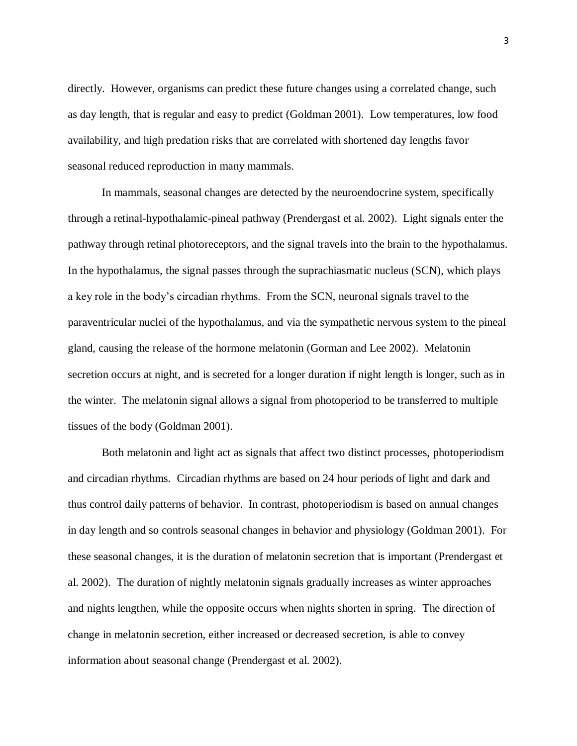directly. However, organisms can predict these future changes using a correlated change, such as day length, that is regular and easy to predict (Goldman 2001). Low temperatures, low food availability, and high predation risks that are correlated with shortened day lengths favor seasonal reduced reproduction in many mammals.

In mammals, seasonal changes are detected by the neuroendocrine system, specifically through a retinal-hypothalamic-pineal pathway (Prendergast et al. 2002). Light signals enter the pathway through retinal photoreceptors, and the signal travels into the brain to the hypothalamus. In the hypothalamus, the signal passes through the suprachiasmatic nucleus (SCN), which plays a key role in the body's circadian rhythms. From the SCN, neuronal signals travel to the paraventricular nuclei of the hypothalamus, and via the sympathetic nervous system to the pineal gland, causing the release of the hormone melatonin (Gorman and Lee 2002). Melatonin secretion occurs at night, and is secreted for a longer duration if night length is longer, such as in the winter. The melatonin signal allows a signal from photoperiod to be transferred to multiple tissues of the body (Goldman 2001).

Both melatonin and light act as signals that affect two distinct processes, photoperiodism and circadian rhythms. Circadian rhythms are based on 24 hour periods of light and dark and thus control daily patterns of behavior. In contrast, photoperiodism is based on annual changes in day length and so controls seasonal changes in behavior and physiology (Goldman 2001). For these seasonal changes, it is the duration of melatonin secretion that is important (Prendergast et al. 2002). The duration of nightly melatonin signals gradually increases as winter approaches and nights lengthen, while the opposite occurs when nights shorten in spring. The direction of change in melatonin secretion, either increased or decreased secretion, is able to convey information about seasonal change (Prendergast et al. 2002).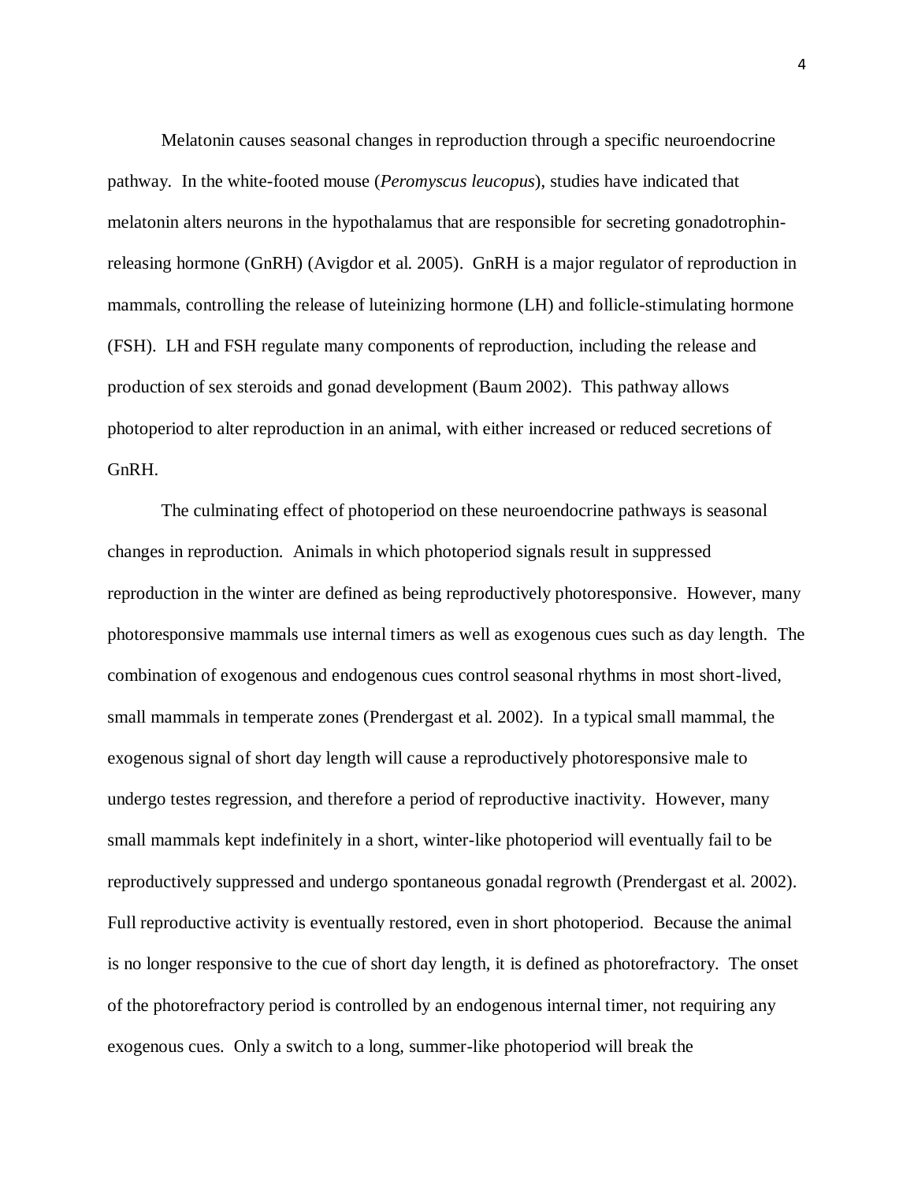Melatonin causes seasonal changes in reproduction through a specific neuroendocrine pathway. In the white-footed mouse (*Peromyscus leucopus*), studies have indicated that melatonin alters neurons in the hypothalamus that are responsible for secreting gonadotrophin-releasing hormone (GnRH) (Avigdor et al. 2005). GnRH is a major regulator of reproduction in mammals, controlling the release of luteinizing hormone (LH) and follicle-stimulating hormone (FSH). LH and FSH regulate many components of reproduction, including the release and production of sex steroids and gonad development (Baum 2002). This pathway allows photoperiod to alter reproduction in an animal, with either increased or reduced secretions of GnRH.

The culminating effect of photoperiod on these neuroendocrine pathways is seasonal changes in reproduction. Animals in which photoperiod signals result in suppressed reproduction in the winter are defined as being reproductively photoresponsive. However, many photoresponsive mammals use internal timers as well as exogenous cues such as day length. The combination of exogenous and endogenous cues control seasonal rhythms in most short-lived, small mammals in temperate zones (Prendergast et al. 2002). In a typical small mammal, the exogenous signal of short day length will cause a reproductively photoresponsive male to undergo testes regression, and therefore a period of reproductive inactivity. However, many small mammals kept indefinitely in a short, winter-like photoperiod will eventually fail to be reproductively suppressed and undergo spontaneous gonadal regrowth (Prendergast et al. 2002). Full reproductive activity is eventually restored, even in short photoperiod. Because the animal is no longer responsive to the cue of short day length, it is defined as photorefractory. The onset of the photorefractory period is controlled by an endogenous internal timer, not requiring any exogenous cues. Only a switch to a long, summer-like photoperiod will break the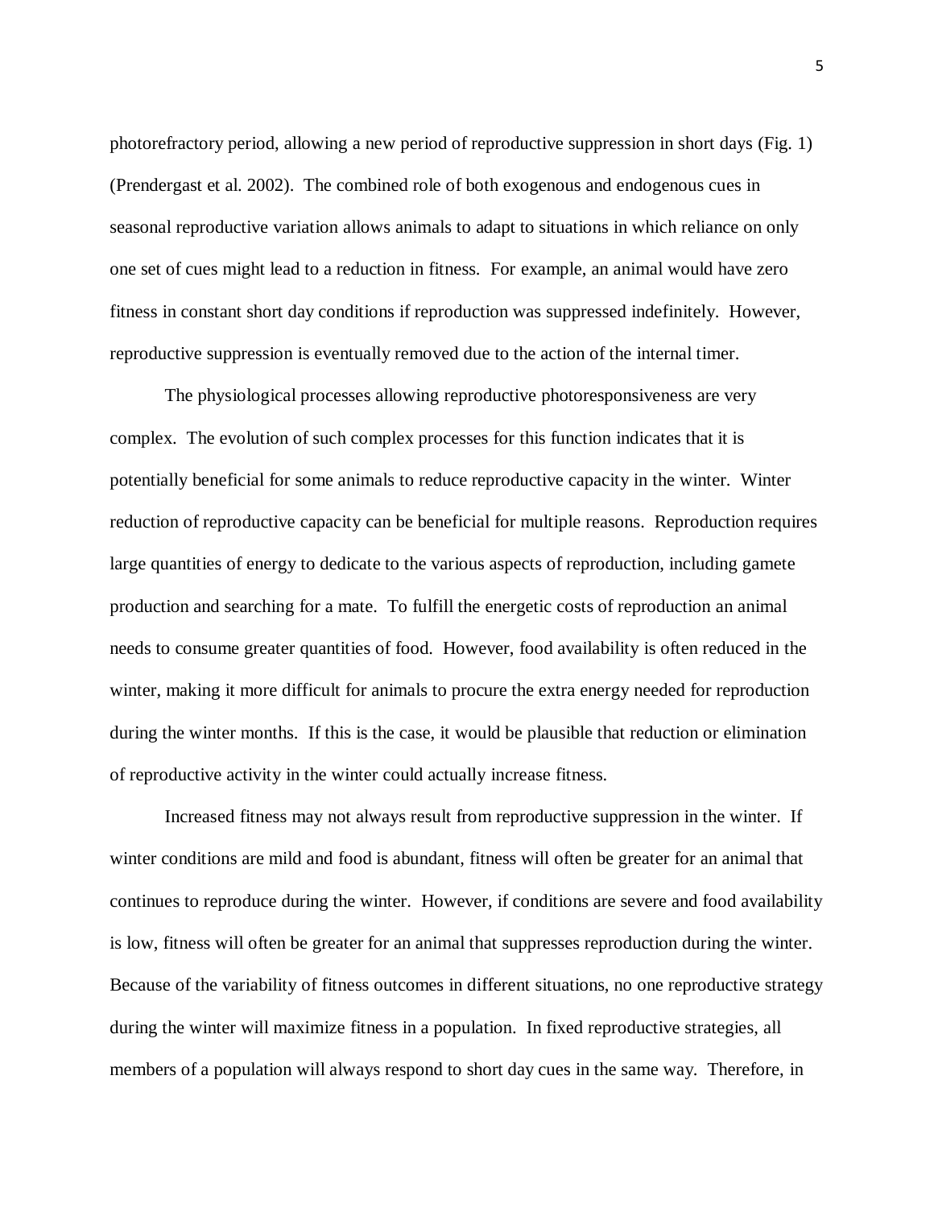photorefractory period, allowing a new period of reproductive suppression in short days (Fig. 1) (Prendergast et al. 2002). The combined role of both exogenous and endogenous cues in seasonal reproductive variation allows animals to adapt to situations in which reliance on only one set of cues might lead to a reduction in fitness. For example, an animal would have zero fitness in constant short day conditions if reproduction was suppressed indefinitely. However, reproductive suppression is eventually removed due to the action of the internal timer.

The physiological processes allowing reproductive photoresponsiveness are very complex. The evolution of such complex processes for this function indicates that it is potentially beneficial for some animals to reduce reproductive capacity in the winter. Winter reduction of reproductive capacity can be beneficial for multiple reasons. Reproduction requires large quantities of energy to dedicate to the various aspects of reproduction, including gamete production and searching for a mate. To fulfill the energetic costs of reproduction an animal needs to consume greater quantities of food. However, food availability is often reduced in the winter, making it more difficult for animals to procure the extra energy needed for reproduction during the winter months. If this is the case, it would be plausible that reduction or elimination of reproductive activity in the winter could actually increase fitness.

Increased fitness may not always result from reproductive suppression in the winter. If winter conditions are mild and food is abundant, fitness will often be greater for an animal that continues to reproduce during the winter. However, if conditions are severe and food availability is low, fitness will often be greater for an animal that suppresses reproduction during the winter. Because of the variability of fitness outcomes in different situations, no one reproductive strategy during the winter will maximize fitness in a population. In fixed reproductive strategies, all members of a population will always respond to short day cues in the same way. Therefore, in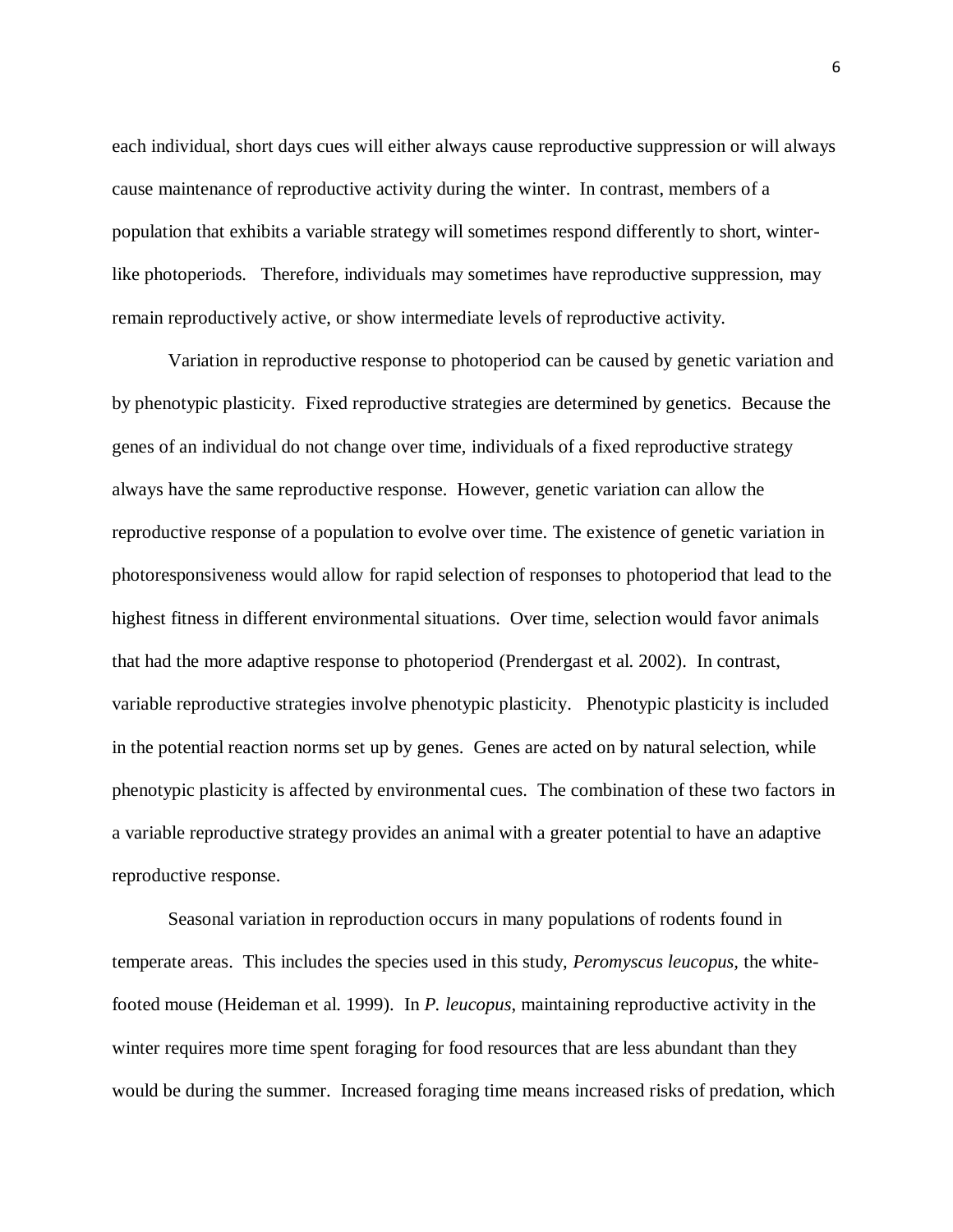each individual, short days cues will either always cause reproductive suppression or will always cause maintenance of reproductive activity during the winter. In contrast, members of a population that exhibits a variable strategy will sometimes respond differently to short, winter-like photoperiods. Therefore, individuals may sometimes have reproductive suppression, may remain reproductively active, or show intermediate levels of reproductive activity.

Variation in reproductive response to photoperiod can be caused by genetic variation and by phenotypic plasticity. Fixed reproductive strategies are determined by genetics. Because the genes of an individual do not change over time, individuals of a fixed reproductive strategy always have the same reproductive response. However, genetic variation can allow the reproductive response of a population to evolve over time. The existence of genetic variation in photoresponsiveness would allow for rapid selection of responses to photoperiod that lead to the highest fitness in different environmental situations. Over time, selection would favor animals that had the more adaptive response to photoperiod (Prendergast et al. 2002). In contrast, variable reproductive strategies involve phenotypic plasticity. Phenotypic plasticity is included in the potential reaction norms set up by genes. Genes are acted on by natural selection, while phenotypic plasticity is affected by environmental cues. The combination of these two factors in a variable reproductive strategy provides an animal with a greater potential to have an adaptive reproductive response.

Seasonal variation in reproduction occurs in many populations of rodents found in temperate areas. This includes the species used in this study, *Peromyscus leucopus*, the white-footed mouse (Heideman et al. 1999). In *P. leucopus*, maintaining reproductive activity in the winter requires more time spent foraging for food resources that are less abundant than they would be during the summer. Increased foraging time means increased risks of predation, which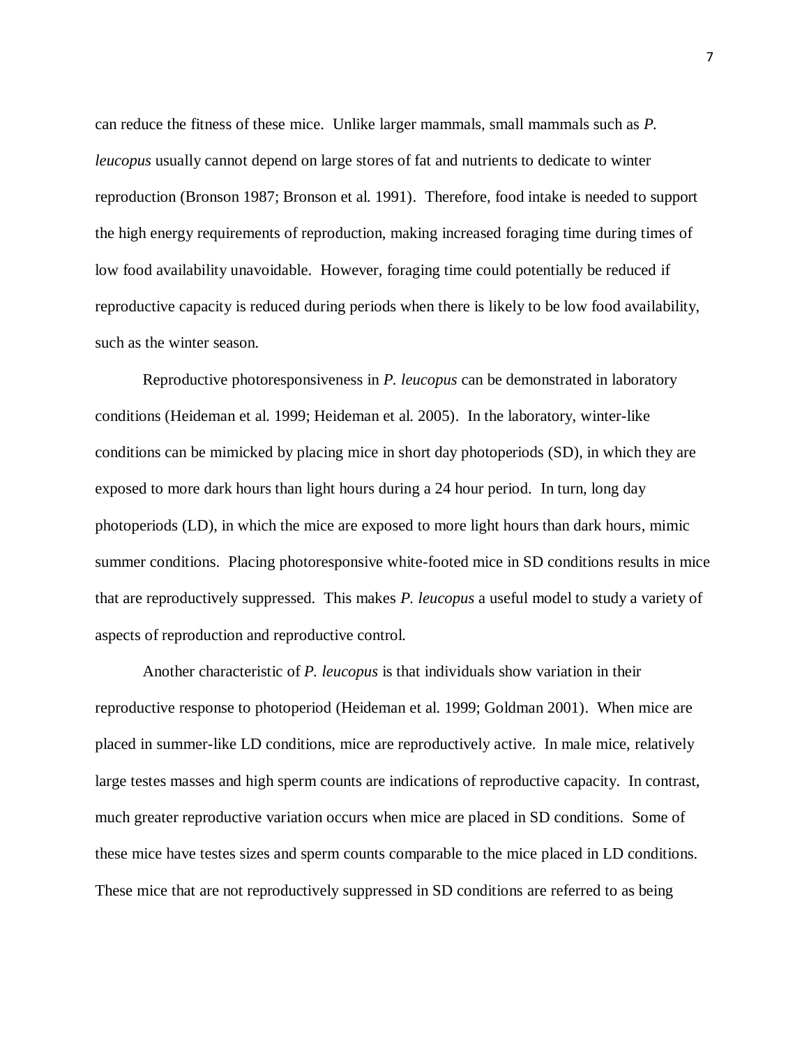can reduce the fitness of these mice. Unlike larger mammals, small mammals such as *P. leucopus* usually cannot depend on large stores of fat and nutrients to dedicate to winter reproduction (Bronson 1987; Bronson et al. 1991). Therefore, food intake is needed to support the high energy requirements of reproduction, making increased foraging time during times of low food availability unavoidable. However, foraging time could potentially be reduced if reproductive capacity is reduced during periods when there is likely to be low food availability, such as the winter season.

Reproductive photoresponsiveness in *P. leucopus* can be demonstrated in laboratory conditions (Heideman et al. 1999; Heideman et al. 2005). In the laboratory, winter-like conditions can be mimicked by placing mice in short day photoperiods (SD), in which they are exposed to more dark hours than light hours during a 24 hour period. In turn, long day photoperiods (LD), in which the mice are exposed to more light hours than dark hours, mimic summer conditions. Placing photoresponsive white-footed mice in SD conditions results in mice that are reproductively suppressed. This makes *P. leucopus* a useful model to study a variety of aspects of reproduction and reproductive control.

Another characteristic of *P. leucopus* is that individuals show variation in their reproductive response to photoperiod (Heideman et al. 1999; Goldman 2001). When mice are placed in summer-like LD conditions, mice are reproductively active. In male mice, relatively large testes masses and high sperm counts are indications of reproductive capacity. In contrast, much greater reproductive variation occurs when mice are placed in SD conditions. Some of these mice have testes sizes and sperm counts comparable to the mice placed in LD conditions. These mice that are not reproductively suppressed in SD conditions are referred to as being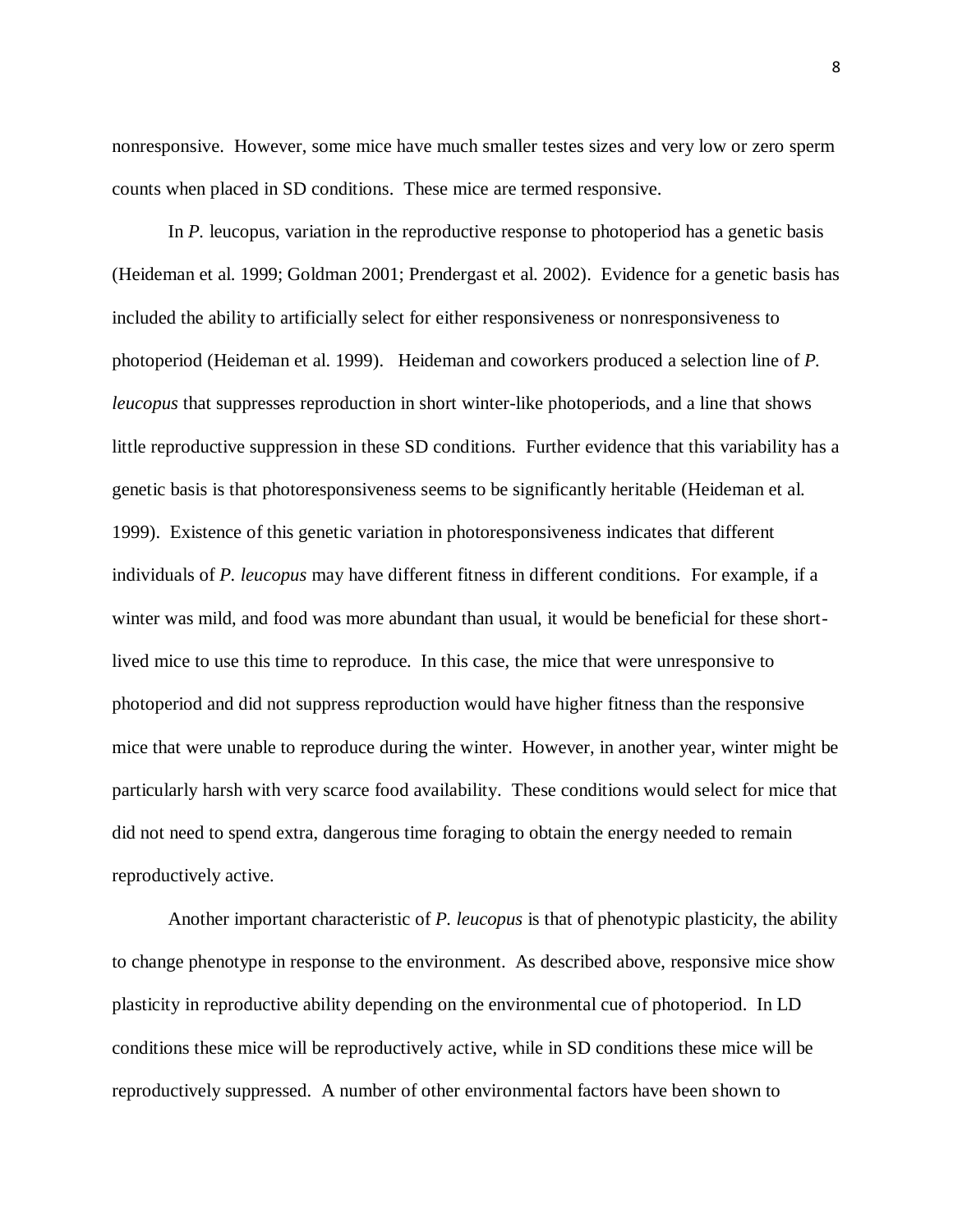nonresponsive. However, some mice have much smaller testes sizes and very low or zero sperm counts when placed in SD conditions. These mice are termed responsive.

In *P.* leucopus, variation in the reproductive response to photoperiod has a genetic basis (Heideman et al. 1999; Goldman 2001; Prendergast et al. 2002). Evidence for a genetic basis has included the ability to artificially select for either responsiveness or nonresponsiveness to photoperiod (Heideman et al. 1999). Heideman and coworkers produced a selection line of *P. leucopus* that suppresses reproduction in short winter-like photoperiods, and a line that shows little reproductive suppression in these SD conditions. Further evidence that this variability has a genetic basis is that photoresponsiveness seems to be significantly heritable (Heideman et al. 1999). Existence of this genetic variation in photoresponsiveness indicates that different individuals of *P. leucopus* may have different fitness in different conditions. For example, if a winter was mild, and food was more abundant than usual, it would be beneficial for these short-lived mice to use this time to reproduce. In this case, the mice that were unresponsive to photoperiod and did not suppress reproduction would have higher fitness than the responsive mice that were unable to reproduce during the winter. However, in another year, winter might be particularly harsh with very scarce food availability. These conditions would select for mice that did not need to spend extra, dangerous time foraging to obtain the energy needed to remain reproductively active.

Another important characteristic of *P. leucopus* is that of phenotypic plasticity, the ability to change phenotype in response to the environment. As described above, responsive mice show plasticity in reproductive ability depending on the environmental cue of photoperiod. In LD conditions these mice will be reproductively active, while in SD conditions these mice will be reproductively suppressed. A number of other environmental factors have been shown to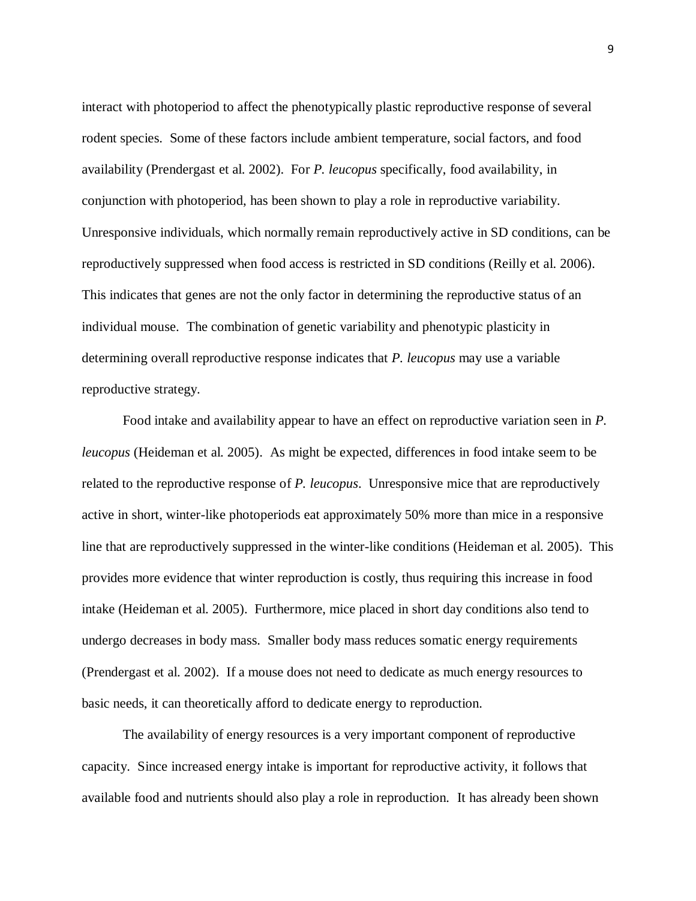interact with photoperiod to affect the phenotypically plastic reproductive response of several rodent species. Some of these factors include ambient temperature, social factors, and food availability (Prendergast et al. 2002). For *P. leucopus* specifically, food availability, in conjunction with photoperiod, has been shown to play a role in reproductive variability. Unresponsive individuals, which normally remain reproductively active in SD conditions, can be reproductively suppressed when food access is restricted in SD conditions (Reilly et al. 2006). This indicates that genes are not the only factor in determining the reproductive status of an individual mouse. The combination of genetic variability and phenotypic plasticity in determining overall reproductive response indicates that *P. leucopus* may use a variable reproductive strategy.

Food intake and availability appear to have an effect on reproductive variation seen in *P. leucopus* (Heideman et al. 2005). As might be expected, differences in food intake seem to be related to the reproductive response of *P. leucopus*. Unresponsive mice that are reproductively active in short, winter-like photoperiods eat approximately 50% more than mice in a responsive line that are reproductively suppressed in the winter-like conditions (Heideman et al. 2005). This provides more evidence that winter reproduction is costly, thus requiring this increase in food intake (Heideman et al. 2005). Furthermore, mice placed in short day conditions also tend to undergo decreases in body mass. Smaller body mass reduces somatic energy requirements (Prendergast et al. 2002). If a mouse does not need to dedicate as much energy resources to basic needs, it can theoretically afford to dedicate energy to reproduction.

The availability of energy resources is a very important component of reproductive capacity. Since increased energy intake is important for reproductive activity, it follows that available food and nutrients should also play a role in reproduction. It has already been shown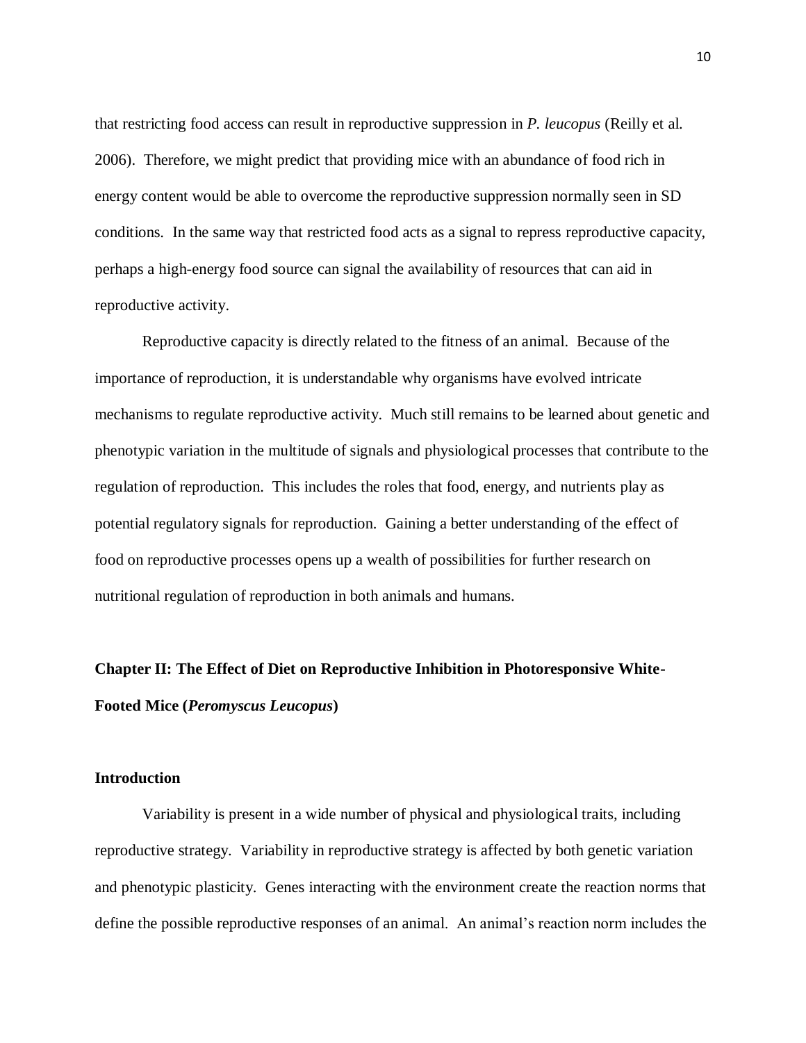that restricting food access can result in reproductive suppression in *P. leucopus* (Reilly et al. 2006). Therefore, we might predict that providing mice with an abundance of food rich in energy content would be able to overcome the reproductive suppression normally seen in SD conditions. In the same way that restricted food acts as a signal to repress reproductive capacity, perhaps a high-energy food source can signal the availability of resources that can aid in reproductive activity.

Reproductive capacity is directly related to the fitness of an animal. Because of the importance of reproduction, it is understandable why organisms have evolved intricate mechanisms to regulate reproductive activity. Much still remains to be learned about genetic and phenotypic variation in the multitude of signals and physiological processes that contribute to the regulation of reproduction. This includes the roles that food, energy, and nutrients play as potential regulatory signals for reproduction. Gaining a better understanding of the effect of food on reproductive processes opens up a wealth of possibilities for further research on nutritional regulation of reproduction in both animals and humans.

## Chapter II: The Effect of Diet on Reproductive Inhibition in Photoresponsive White-Footed Mice (*Peromyscus Leucopus*)

### Introduction

Variability is present in a wide number of physical and physiological traits, including reproductive strategy. Variability in reproductive strategy is affected by both genetic variation and phenotypic plasticity. Genes interacting with the environment create the reaction norms that define the possible reproductive responses of an animal. An animal's reaction norm includes the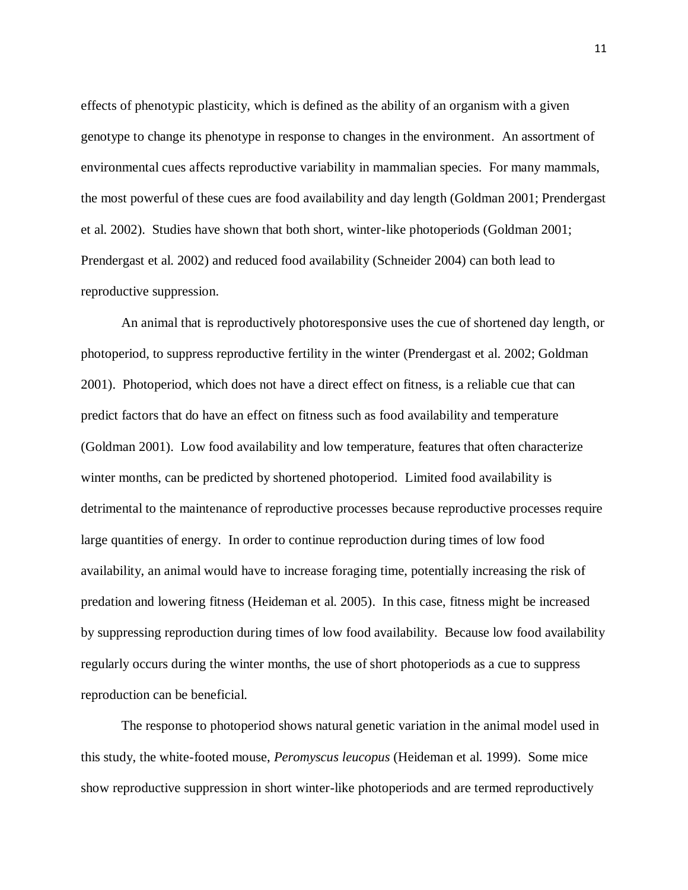effects of phenotypic plasticity, which is defined as the ability of an organism with a given genotype to change its phenotype in response to changes in the environment. An assortment of environmental cues affects reproductive variability in mammalian species. For many mammals, the most powerful of these cues are food availability and day length (Goldman 2001; Prendergast et al. 2002). Studies have shown that both short, winter-like photoperiods (Goldman 2001; Prendergast et al. 2002) and reduced food availability (Schneider 2004) can both lead to reproductive suppression.

An animal that is reproductively photoresponsive uses the cue of shortened day length, or photoperiod, to suppress reproductive fertility in the winter (Prendergast et al. 2002; Goldman 2001). Photoperiod, which does not have a direct effect on fitness, is a reliable cue that can predict factors that do have an effect on fitness such as food availability and temperature (Goldman 2001). Low food availability and low temperature, features that often characterize winter months, can be predicted by shortened photoperiod. Limited food availability is detrimental to the maintenance of reproductive processes because reproductive processes require large quantities of energy. In order to continue reproduction during times of low food availability, an animal would have to increase foraging time, potentially increasing the risk of predation and lowering fitness (Heideman et al. 2005). In this case, fitness might be increased by suppressing reproduction during times of low food availability. Because low food availability regularly occurs during the winter months, the use of short photoperiods as a cue to suppress reproduction can be beneficial.

The response to photoperiod shows natural genetic variation in the animal model used in this study, the white-footed mouse, *Peromyscus leucopus* (Heideman et al. 1999). Some mice show reproductive suppression in short winter-like photoperiods and are termed reproductively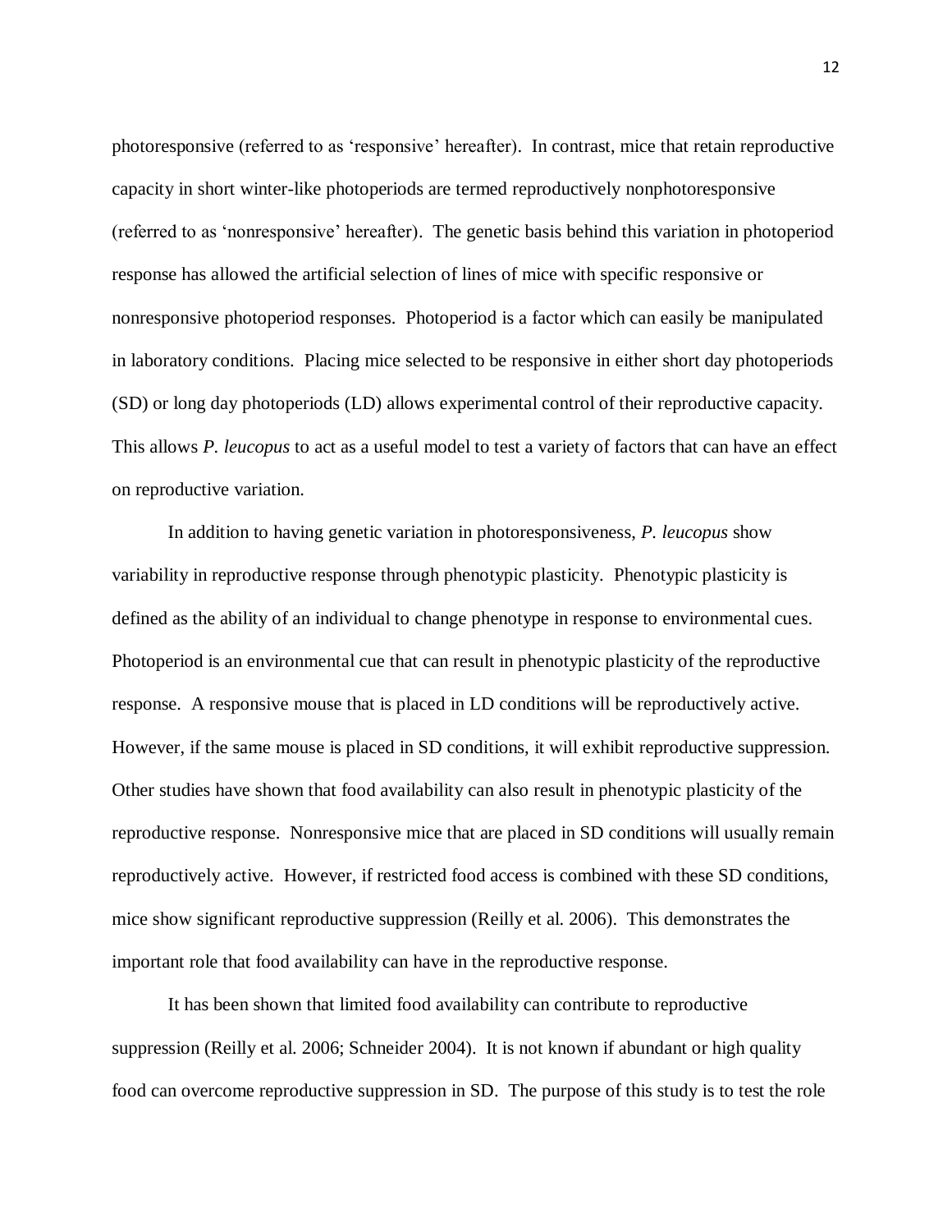photoresponsive (referred to as 'responsive' hereafter). In contrast, mice that retain reproductive capacity in short winter-like photoperiods are termed reproductively nonphotoresponsive (referred to as 'nonresponsive' hereafter). The genetic basis behind this variation in photoperiod response has allowed the artificial selection of lines of mice with specific responsive or nonresponsive photoperiod responses. Photoperiod is a factor which can easily be manipulated in laboratory conditions. Placing mice selected to be responsive in either short day photoperiods (SD) or long day photoperiods (LD) allows experimental control of their reproductive capacity. This allows *P. leucopus* to act as a useful model to test a variety of factors that can have an effect on reproductive variation.

In addition to having genetic variation in photoresponsiveness, *P. leucopus* show variability in reproductive response through phenotypic plasticity. Phenotypic plasticity is defined as the ability of an individual to change phenotype in response to environmental cues. Photoperiod is an environmental cue that can result in phenotypic plasticity of the reproductive response. A responsive mouse that is placed in LD conditions will be reproductively active. However, if the same mouse is placed in SD conditions, it will exhibit reproductive suppression. Other studies have shown that food availability can also result in phenotypic plasticity of the reproductive response. Nonresponsive mice that are placed in SD conditions will usually remain reproductively active. However, if restricted food access is combined with these SD conditions, mice show significant reproductive suppression (Reilly et al. 2006). This demonstrates the important role that food availability can have in the reproductive response.

It has been shown that limited food availability can contribute to reproductive suppression (Reilly et al. 2006; Schneider 2004). It is not known if abundant or high quality food can overcome reproductive suppression in SD. The purpose of this study is to test the role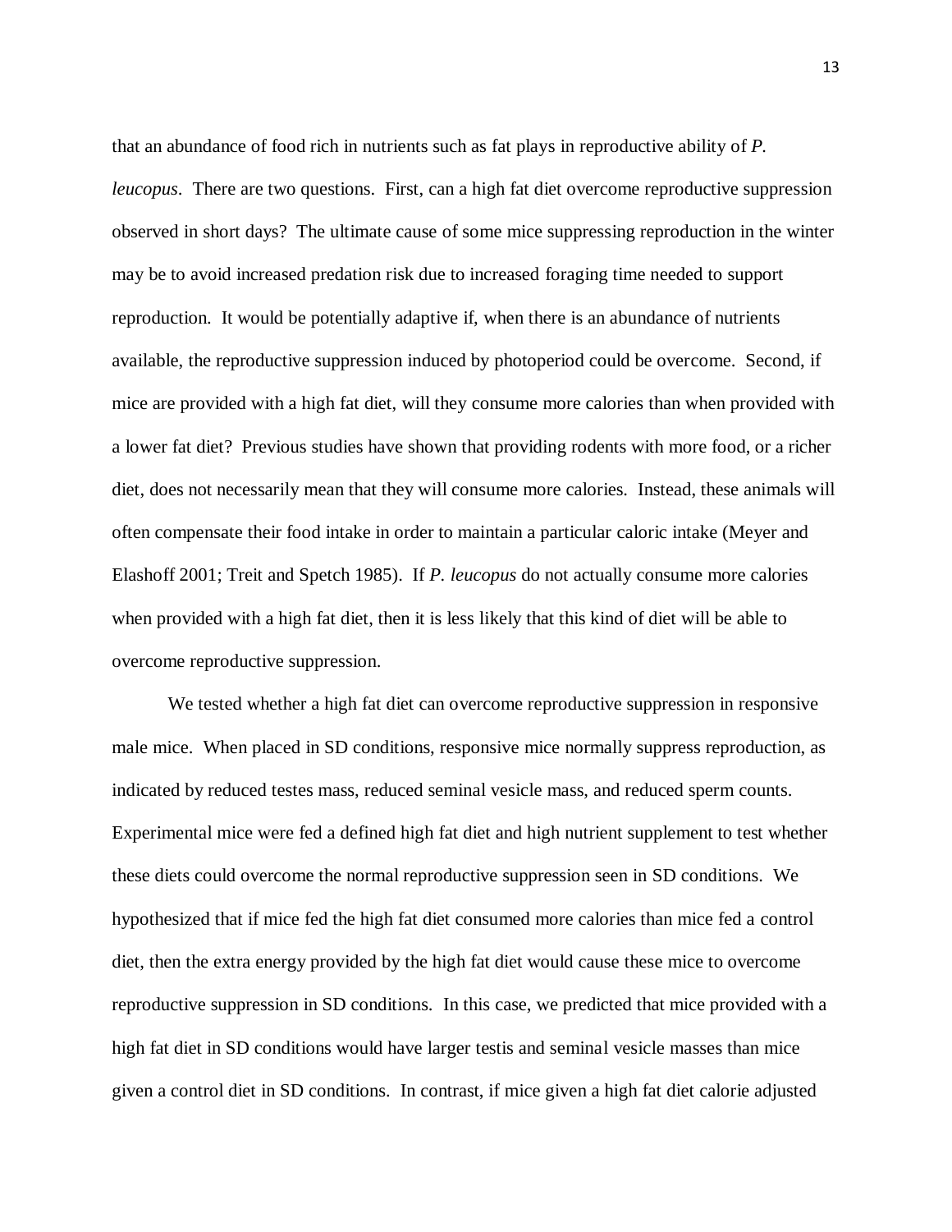that an abundance of food rich in nutrients such as fat plays in reproductive ability of *P. leucopus*. There are two questions. First, can a high fat diet overcome reproductive suppression observed in short days? The ultimate cause of some mice suppressing reproduction in the winter may be to avoid increased predation risk due to increased foraging time needed to support reproduction. It would be potentially adaptive if, when there is an abundance of nutrients available, the reproductive suppression induced by photoperiod could be overcome. Second, if mice are provided with a high fat diet, will they consume more calories than when provided with a lower fat diet? Previous studies have shown that providing rodents with more food, or a richer diet, does not necessarily mean that they will consume more calories. Instead, these animals will often compensate their food intake in order to maintain a particular caloric intake (Meyer and Elashoff 2001; Treit and Spetch 1985). If *P. leucopus* do not actually consume more calories when provided with a high fat diet, then it is less likely that this kind of diet will be able to overcome reproductive suppression.

We tested whether a high fat diet can overcome reproductive suppression in responsive male mice. When placed in SD conditions, responsive mice normally suppress reproduction, as indicated by reduced testes mass, reduced seminal vesicle mass, and reduced sperm counts. Experimental mice were fed a defined high fat diet and high nutrient supplement to test whether these diets could overcome the normal reproductive suppression seen in SD conditions. We hypothesized that if mice fed the high fat diet consumed more calories than mice fed a control diet, then the extra energy provided by the high fat diet would cause these mice to overcome reproductive suppression in SD conditions. In this case, we predicted that mice provided with a high fat diet in SD conditions would have larger testis and seminal vesicle masses than mice given a control diet in SD conditions. In contrast, if mice given a high fat diet calorie adjusted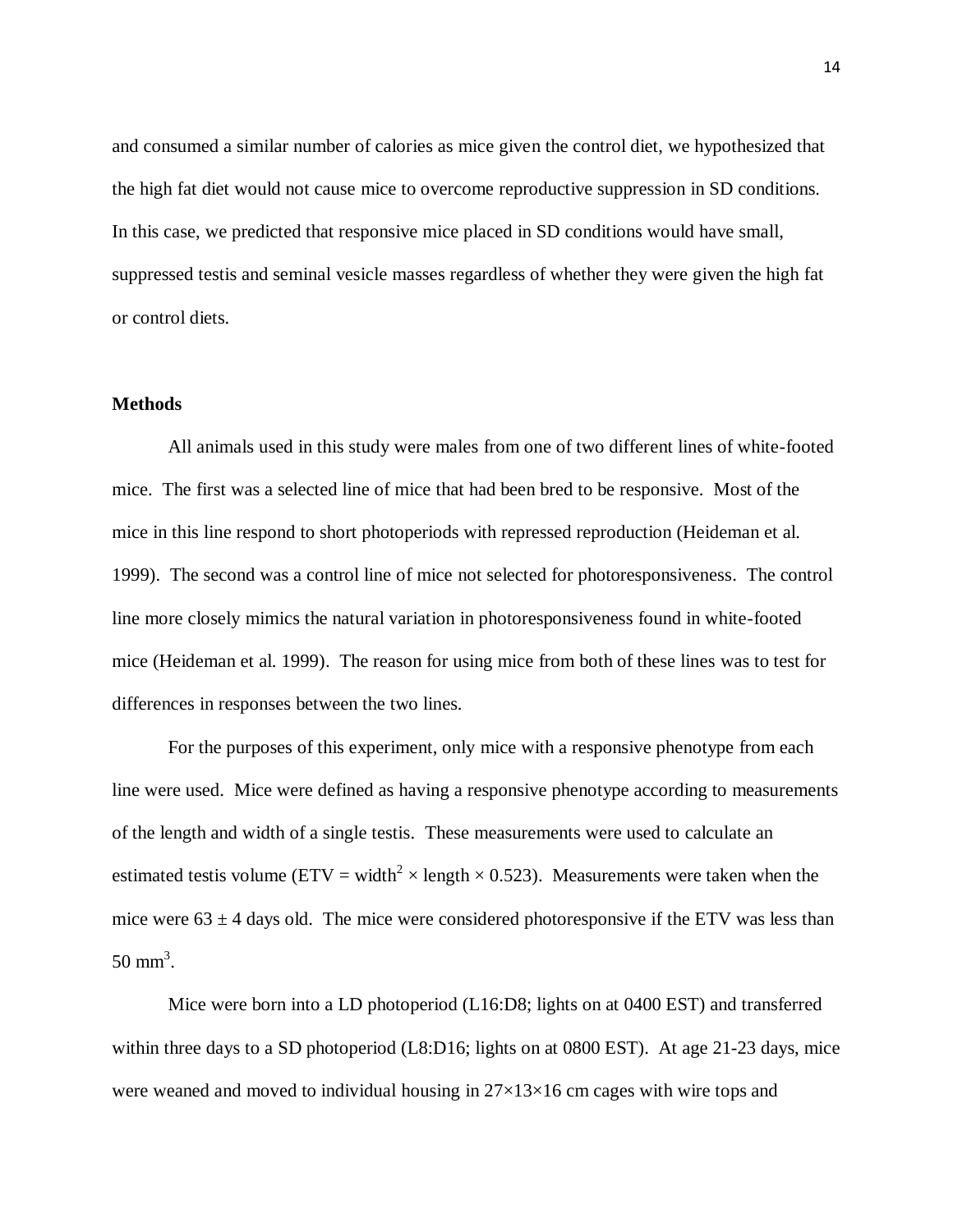and consumed a similar number of calories as mice given the control diet, we hypothesized that the high fat diet would not cause mice to overcome reproductive suppression in SD conditions. In this case, we predicted that responsive mice placed in SD conditions would have small, suppressed testis and seminal vesicle masses regardless of whether they were given the high fat or control diets.

## Methods

All animals used in this study were males from one of two different lines of white-footed mice. The first was a selected line of mice that had been bred to be responsive. Most of the mice in this line respond to short photoperiods with repressed reproduction (Heideman et al. 1999). The second was a control line of mice not selected for photoresponsiveness. The control line more closely mimics the natural variation in photoresponsiveness found in white-footed mice (Heideman et al. 1999). The reason for using mice from both of these lines was to test for differences in responses between the two lines.

For the purposes of this experiment, only mice with a responsive phenotype from each line were used. Mice were defined as having a responsive phenotype according to measurements of the length and width of a single testis. These measurements were used to calculate an estimated testis volume (ETV = width$^2$ × length × 0.523). Measurements were taken when the mice were $63 \pm 4$ days old. The mice were considered photoresponsive if the ETV was less than 50 mm$^3$.

Mice were born into a LD photoperiod (L16:D8; lights on at 0400 EST) and transferred within three days to a SD photoperiod (L8:D16; lights on at 0800 EST). At age 21-23 days, mice were weaned and moved to individual housing in 27×13×16 cm cages with wire tops and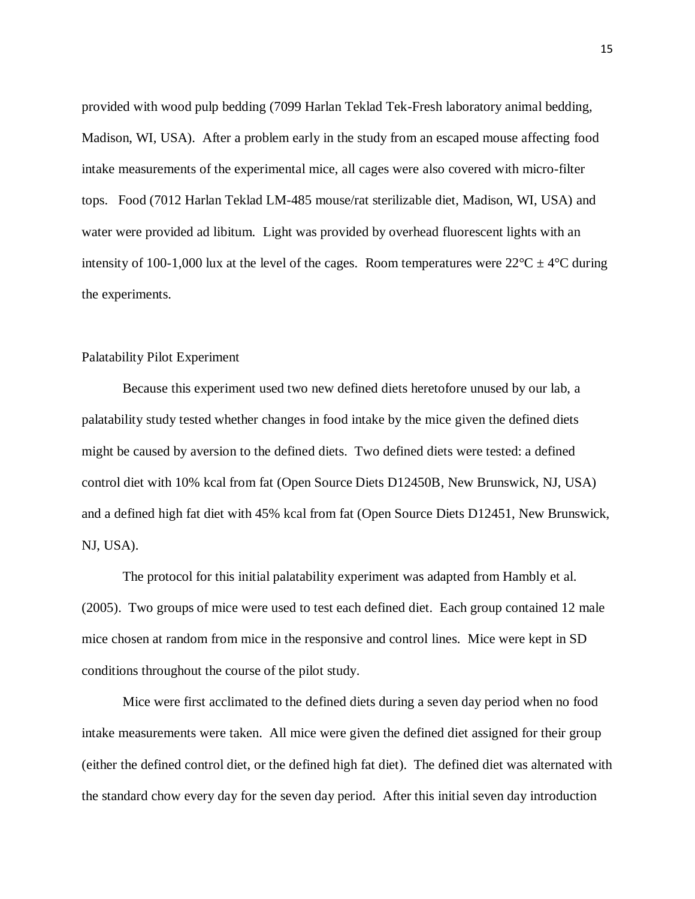provided with wood pulp bedding (7099 Harlan Teklad Tek-Fresh laboratory animal bedding, Madison, WI, USA). After a problem early in the study from an escaped mouse affecting food intake measurements of the experimental mice, all cages were also covered with micro-filter tops. Food (7012 Harlan Teklad LM-485 mouse/rat sterilizable diet, Madison, WI, USA) and water were provided ad libitum. Light was provided by overhead fluorescent lights with an intensity of 100-1,000 lux at the level of the cages. Room temperatures were 22°C ± 4°C during the experiments.

## Palatability Pilot Experiment

Because this experiment used two new defined diets heretofore unused by our lab, a palatability study tested whether changes in food intake by the mice given the defined diets might be caused by aversion to the defined diets. Two defined diets were tested: a defined control diet with 10% kcal from fat (Open Source Diets D12450B, New Brunswick, NJ, USA) and a defined high fat diet with 45% kcal from fat (Open Source Diets D12451, New Brunswick, NJ, USA).

The protocol for this initial palatability experiment was adapted from Hambly et al. (2005). Two groups of mice were used to test each defined diet. Each group contained 12 male mice chosen at random from mice in the responsive and control lines. Mice were kept in SD conditions throughout the course of the pilot study.

Mice were first acclimated to the defined diets during a seven day period when no food intake measurements were taken. All mice were given the defined diet assigned for their group (either the defined control diet, or the defined high fat diet). The defined diet was alternated with the standard chow every day for the seven day period. After this initial seven day introduction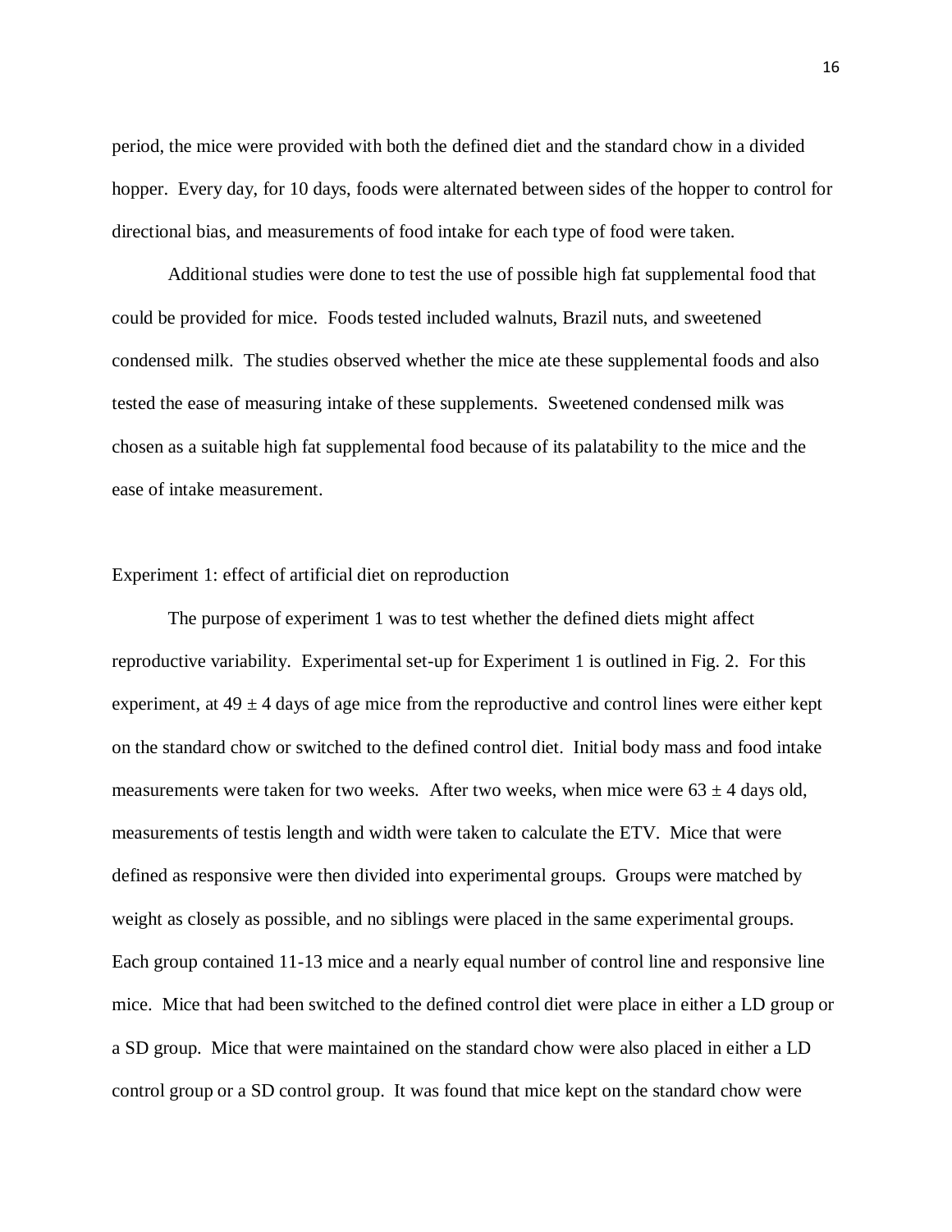period, the mice were provided with both the defined diet and the standard chow in a divided hopper. Every day, for 10 days, foods were alternated between sides of the hopper to control for directional bias, and measurements of food intake for each type of food were taken.

Additional studies were done to test the use of possible high fat supplemental food that could be provided for mice. Foods tested included walnuts, Brazil nuts, and sweetened condensed milk. The studies observed whether the mice ate these supplemental foods and also tested the ease of measuring intake of these supplements. Sweetened condensed milk was chosen as a suitable high fat supplemental food because of its palatability to the mice and the ease of intake measurement.

## Experiment 1: effect of artificial diet on reproduction

The purpose of experiment 1 was to test whether the defined diets might affect reproductive variability. Experimental set-up for Experiment 1 is outlined in Fig. 2. For this experiment, at $49 \pm 4$ days of age mice from the reproductive and control lines were either kept on the standard chow or switched to the defined control diet. Initial body mass and food intake measurements were taken for two weeks. After two weeks, when mice were $63 \pm 4$ days old, measurements of testis length and width were taken to calculate the ETV. Mice that were defined as responsive were then divided into experimental groups. Groups were matched by weight as closely as possible, and no siblings were placed in the same experimental groups. Each group contained 11-13 mice and a nearly equal number of control line and responsive line mice. Mice that had been switched to the defined control diet were place in either a LD group or a SD group. Mice that were maintained on the standard chow were also placed in either a LD control group or a SD control group. It was found that mice kept on the standard chow were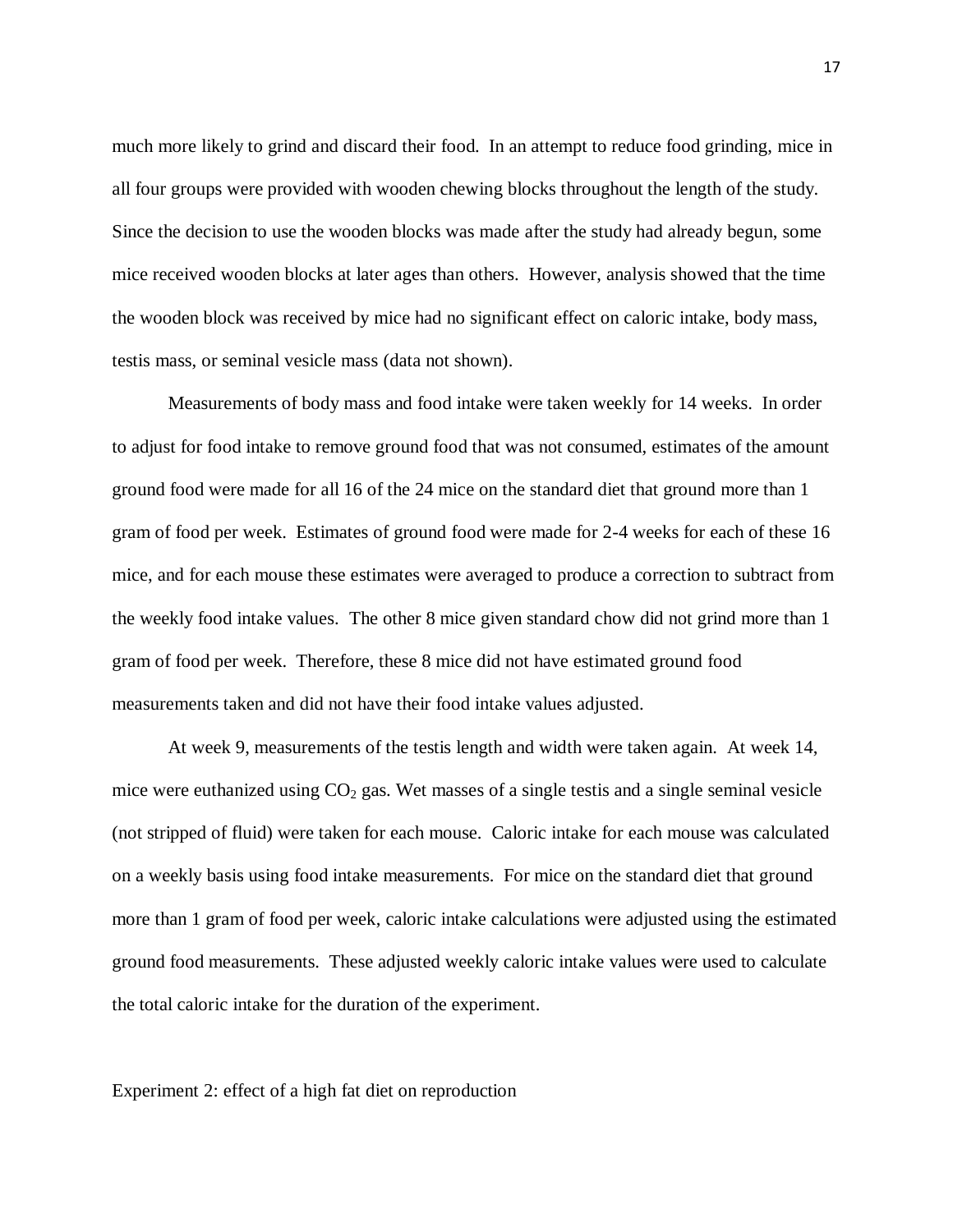much more likely to grind and discard their food. In an attempt to reduce food grinding, mice in all four groups were provided with wooden chewing blocks throughout the length of the study. Since the decision to use the wooden blocks was made after the study had already begun, some mice received wooden blocks at later ages than others. However, analysis showed that the time the wooden block was received by mice had no significant effect on caloric intake, body mass, testis mass, or seminal vesicle mass (data not shown).

Measurements of body mass and food intake were taken weekly for 14 weeks. In order to adjust for food intake to remove ground food that was not consumed, estimates of the amount ground food were made for all 16 of the 24 mice on the standard diet that ground more than 1 gram of food per week. Estimates of ground food were made for 2-4 weeks for each of these 16 mice, and for each mouse these estimates were averaged to produce a correction to subtract from the weekly food intake values. The other 8 mice given standard chow did not grind more than 1 gram of food per week. Therefore, these 8 mice did not have estimated ground food measurements taken and did not have their food intake values adjusted.

At week 9, measurements of the testis length and width were taken again. At week 14, mice were euthanized using $CO_2$ gas. Wet masses of a single testis and a single seminal vesicle (not stripped of fluid) were taken for each mouse. Caloric intake for each mouse was calculated on a weekly basis using food intake measurements. For mice on the standard diet that ground more than 1 gram of food per week, caloric intake calculations were adjusted using the estimated ground food measurements. These adjusted weekly caloric intake values were used to calculate the total caloric intake for the duration of the experiment.

Experiment 2: effect of a high fat diet on reproduction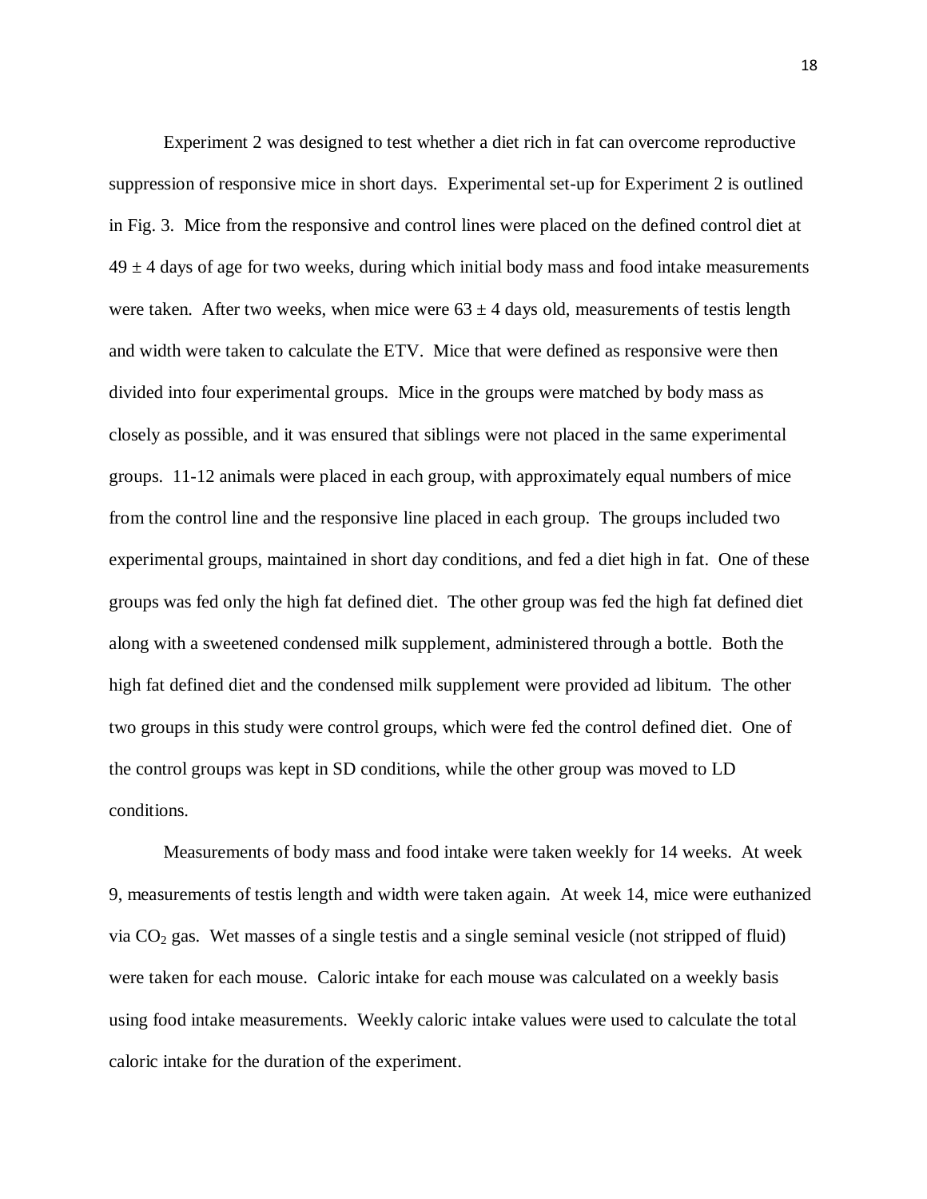Experiment 2 was designed to test whether a diet rich in fat can overcome reproductive suppression of responsive mice in short days. Experimental set-up for Experiment 2 is outlined in Fig. 3. Mice from the responsive and control lines were placed on the defined control diet at $49 \pm 4$ days of age for two weeks, during which initial body mass and food intake measurements were taken. After two weeks, when mice were $63 \pm 4$ days old, measurements of testis length and width were taken to calculate the ETV. Mice that were defined as responsive were then divided into four experimental groups. Mice in the groups were matched by body mass as closely as possible, and it was ensured that siblings were not placed in the same experimental groups. 11-12 animals were placed in each group, with approximately equal numbers of mice from the control line and the responsive line placed in each group. The groups included two experimental groups, maintained in short day conditions, and fed a diet high in fat. One of these groups was fed only the high fat defined diet. The other group was fed the high fat defined diet along with a sweetened condensed milk supplement, administered through a bottle. Both the high fat defined diet and the condensed milk supplement were provided ad libitum. The other two groups in this study were control groups, which were fed the control defined diet. One of the control groups was kept in SD conditions, while the other group was moved to LD conditions.

Measurements of body mass and food intake were taken weekly for 14 weeks. At week 9, measurements of testis length and width were taken again. At week 14, mice were euthanized via $CO_2$ gas. Wet masses of a single testis and a single seminal vesicle (not stripped of fluid) were taken for each mouse. Caloric intake for each mouse was calculated on a weekly basis using food intake measurements. Weekly caloric intake values were used to calculate the total caloric intake for the duration of the experiment.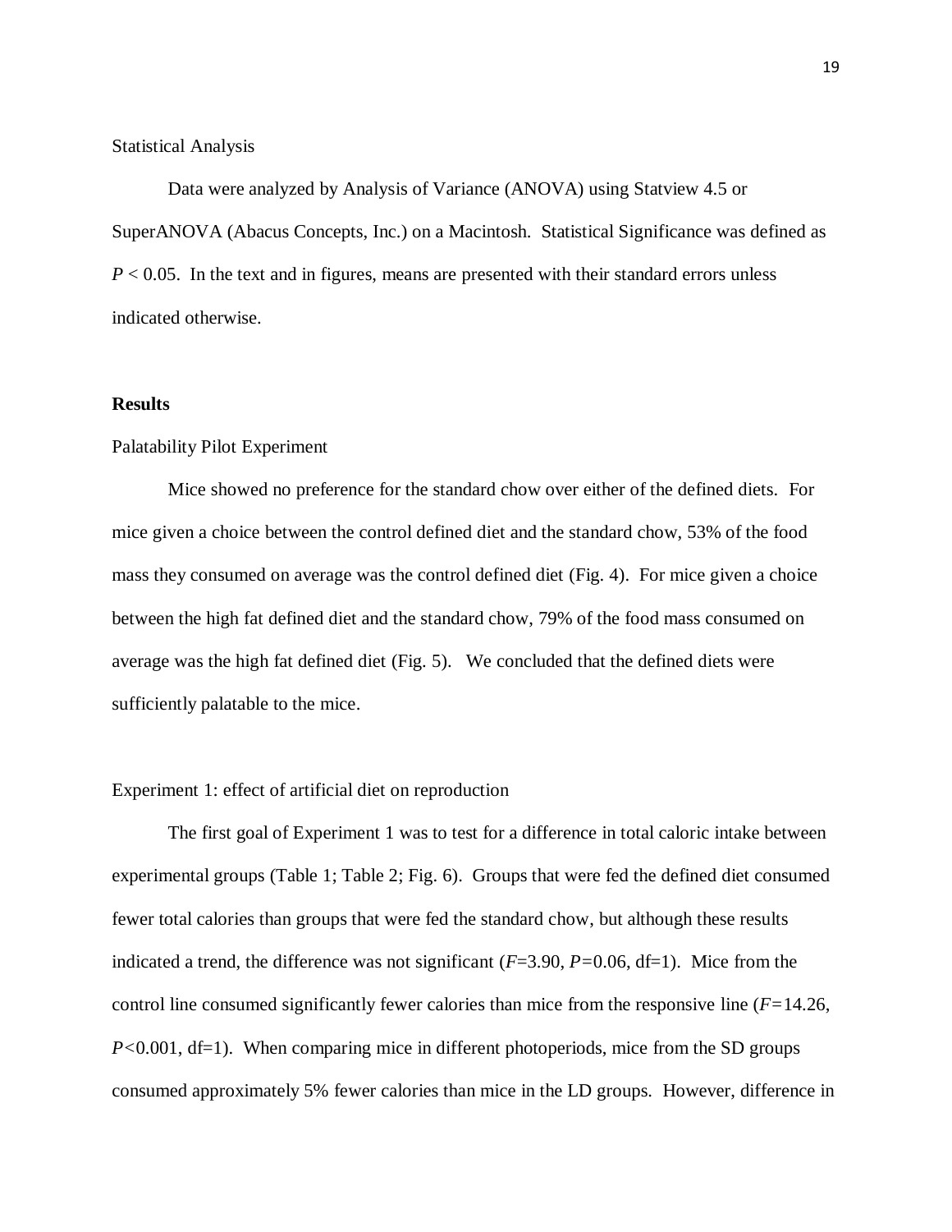Statistical Analysis

Data were analyzed by Analysis of Variance (ANOVA) using Statview 4.5 or SuperANOVA (Abacus Concepts, Inc.) on a Macintosh. Statistical Significance was defined as $P < 0.05$. In the text and in figures, means are presented with their standard errors unless indicated otherwise.

## Results

Palatability Pilot Experiment

Mice showed no preference for the standard chow over either of the defined diets. For mice given a choice between the control defined diet and the standard chow, 53% of the food mass they consumed on average was the control defined diet (Fig. 4). For mice given a choice between the high fat defined diet and the standard chow, 79% of the food mass consumed on average was the high fat defined diet (Fig. 5). We concluded that the defined diets were sufficiently palatable to the mice.

Experiment 1: effect of artificial diet on reproduction

The first goal of Experiment 1 was to test for a difference in total caloric intake between experimental groups (Table 1; Table 2; Fig. 6). Groups that were fed the defined diet consumed fewer total calories than groups that were fed the standard chow, but although these results indicated a trend, the difference was not significant ($F$=3.90, $P$=0.06, df=1). Mice from the control line consumed significantly fewer calories than mice from the responsive line ($F$=14.26, $P$<0.001, df=1). When comparing mice in different photoperiods, mice from the SD groups consumed approximately 5% fewer calories than mice in the LD groups. However, difference in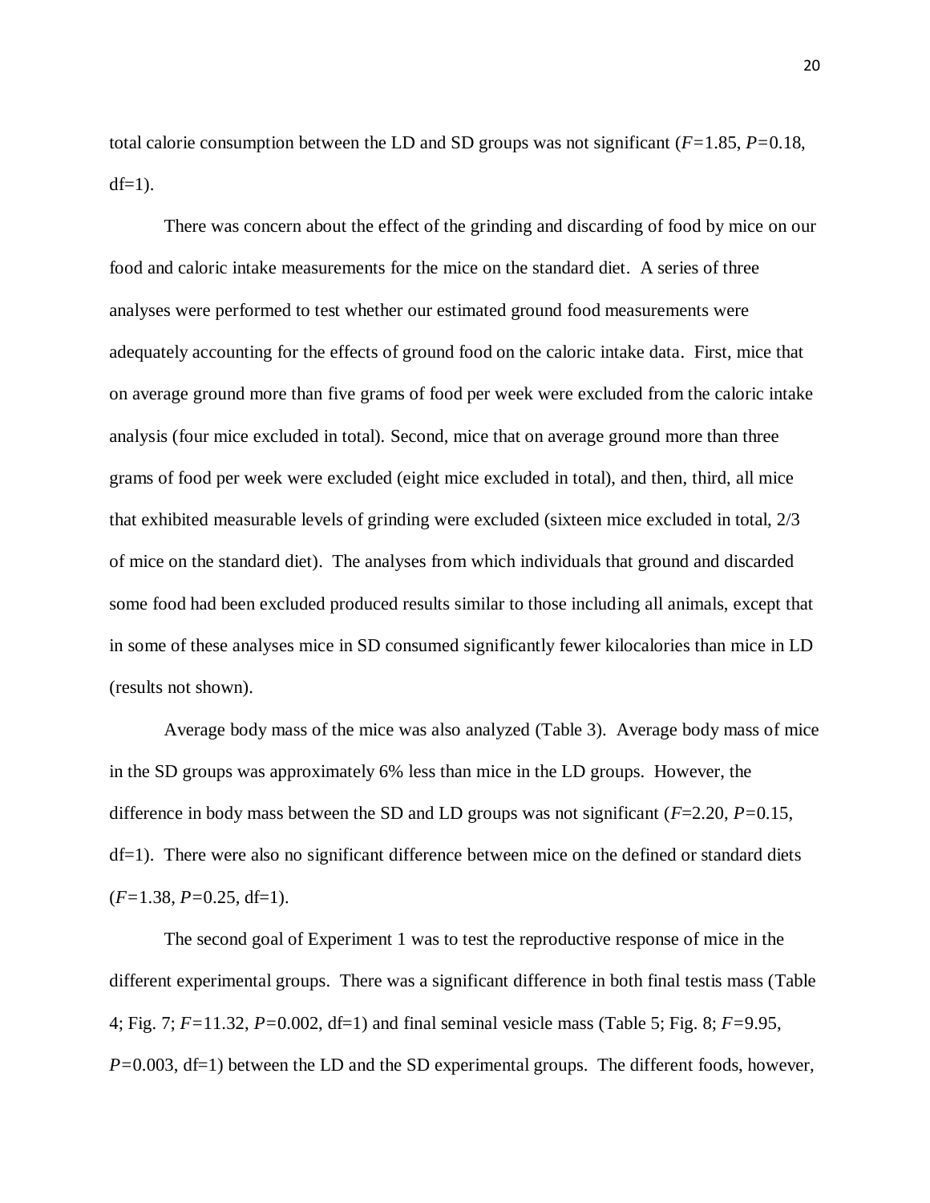total calorie consumption between the LD and SD groups was not significant ($F$=1.85, $P$=0.18, df=1).

There was concern about the effect of the grinding and discarding of food by mice on our food and caloric intake measurements for the mice on the standard diet. A series of three analyses were performed to test whether our estimated ground food measurements were adequately accounting for the effects of ground food on the caloric intake data. First, mice that on average ground more than five grams of food per week were excluded from the caloric intake analysis (four mice excluded in total). Second, mice that on average ground more than three grams of food per week were excluded (eight mice excluded in total), and then, third, all mice that exhibited measurable levels of grinding were excluded (sixteen mice excluded in total, 2/3 of mice on the standard diet). The analyses from which individuals that ground and discarded some food had been excluded produced results similar to those including all animals, except that in some of these analyses mice in SD consumed significantly fewer kilocalories than mice in LD (results not shown).

Average body mass of the mice was also analyzed (Table 3). Average body mass of mice in the SD groups was approximately 6% less than mice in the LD groups. However, the difference in body mass between the SD and LD groups was not significant ($F$=2.20, $P$=0.15, df=1). There were also no significant difference between mice on the defined or standard diets ($F$=1.38, $P$=0.25, df=1).

The second goal of Experiment 1 was to test the reproductive response of mice in the different experimental groups. There was a significant difference in both final testis mass (Table 4; Fig. 7; $F$=11.32, $P$=0.002, df=1) and final seminal vesicle mass (Table 5; Fig. 8; $F$=9.95, $P$=0.003, df=1) between the LD and the SD experimental groups. The different foods, however,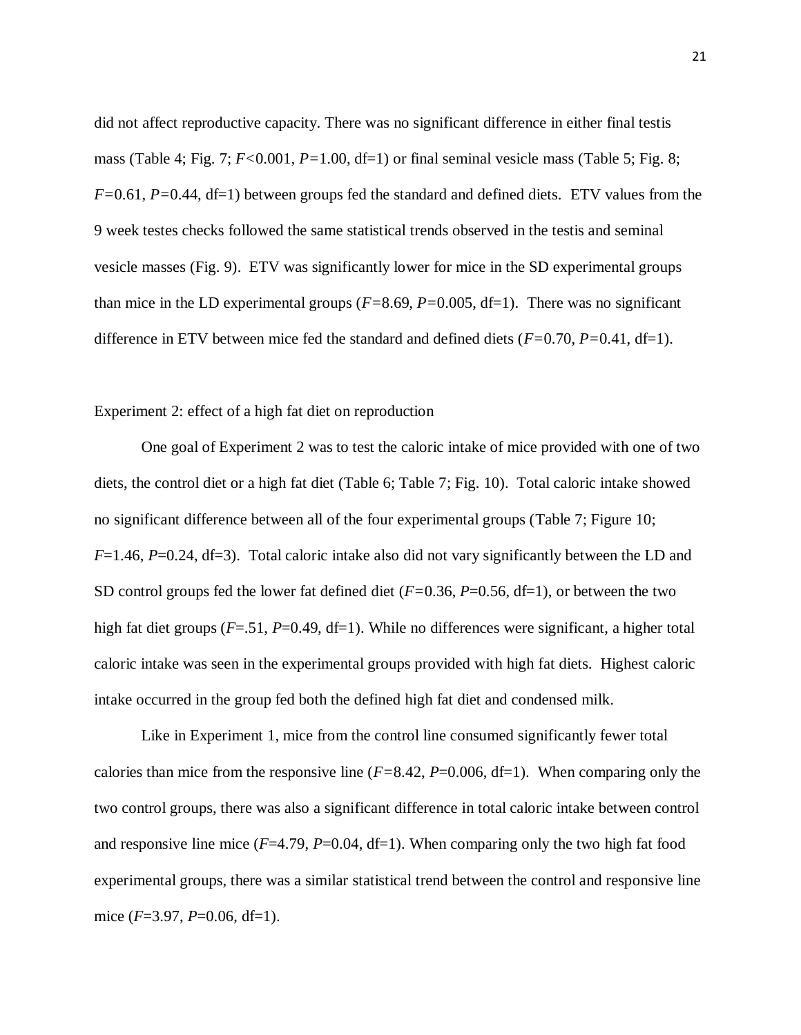did not affect reproductive capacity. There was no significant difference in either final testis mass (Table 4; Fig. 7; $F<0.001$, $P=1.00$, df=1) or final seminal vesicle mass (Table 5; Fig. 8; $F=0.61$, $P=0.44$, df=1) between groups fed the standard and defined diets. ETV values from the 9 week testes checks followed the same statistical trends observed in the testis and seminal vesicle masses (Fig. 9). ETV was significantly lower for mice in the SD experimental groups than mice in the LD experimental groups ($F=8.69$, $P=0.005$, df=1). There was no significant difference in ETV between mice fed the standard and defined diets ($F=0.70$, $P=0.41$, df=1).

Experiment 2: effect of a high fat diet on reproduction

One goal of Experiment 2 was to test the caloric intake of mice provided with one of two diets, the control diet or a high fat diet (Table 6; Table 7; Fig. 10). Total caloric intake showed no significant difference between all of the four experimental groups (Table 7; Figure 10; $F=1.46$, $P=0.24$, df=3). Total caloric intake also did not vary significantly between the LD and SD control groups fed the lower fat defined diet ($F=0.36$, $P=0.56$, df=1), or between the two high fat diet groups ($F=.51$, $P=0.49$, df=1). While no differences were significant, a higher total caloric intake was seen in the experimental groups provided with high fat diets. Highest caloric intake occurred in the group fed both the defined high fat diet and condensed milk.

Like in Experiment 1, mice from the control line consumed significantly fewer total calories than mice from the responsive line ($F=8.42$, $P=0.006$, df=1). When comparing only the two control groups, there was also a significant difference in total caloric intake between control and responsive line mice ($F=4.79$, $P=0.04$, df=1). When comparing only the two high fat food experimental groups, there was a similar statistical trend between the control and responsive line mice ($F=3.97$, $P=0.06$, df=1).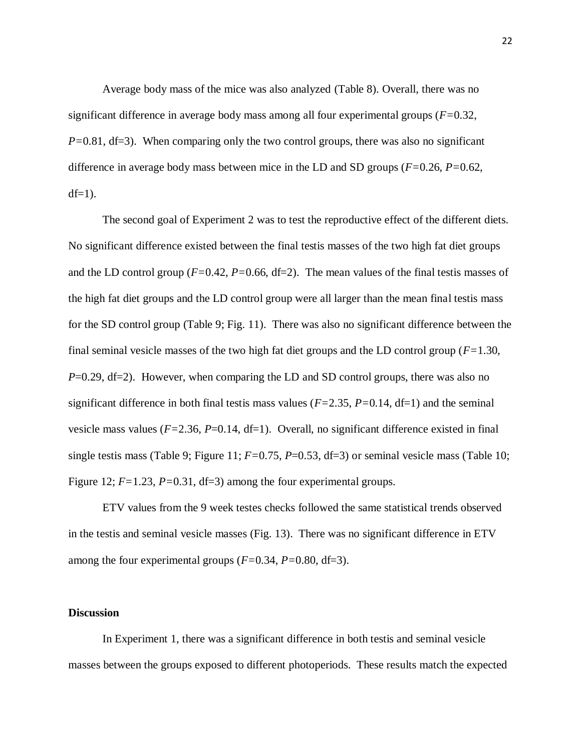Average body mass of the mice was also analyzed (Table 8). Overall, there was no significant difference in average body mass among all four experimental groups ($F$=0.32, $P$=0.81, df=3). When comparing only the two control groups, there was also no significant difference in average body mass between mice in the LD and SD groups ($F$=0.26, $P$=0.62, df=1).

The second goal of Experiment 2 was to test the reproductive effect of the different diets. No significant difference existed between the final testis masses of the two high fat diet groups and the LD control group ($F$=0.42, $P$=0.66, df=2). The mean values of the final testis masses of the high fat diet groups and the LD control group were all larger than the mean final testis mass for the SD control group (Table 9; Fig. 11). There was also no significant difference between the final seminal vesicle masses of the two high fat diet groups and the LD control group ($F$=1.30, $P$=0.29, df=2). However, when comparing the LD and SD control groups, there was also no significant difference in both final testis mass values ($F$=2.35, $P$=0.14, df=1) and the seminal vesicle mass values ($F$=2.36, $P$=0.14, df=1). Overall, no significant difference existed in final single testis mass (Table 9; Figure 11; $F$=0.75, $P$=0.53, df=3) or seminal vesicle mass (Table 10; Figure 12; $F$=1.23, $P$=0.31, df=3) among the four experimental groups.

ETV values from the 9 week testes checks followed the same statistical trends observed in the testis and seminal vesicle masses (Fig. 13). There was no significant difference in ETV among the four experimental groups ($F$=0.34, $P$=0.80, df=3).

**Discussion**

In Experiment 1, there was a significant difference in both testis and seminal vesicle masses between the groups exposed to different photoperiods. These results match the expected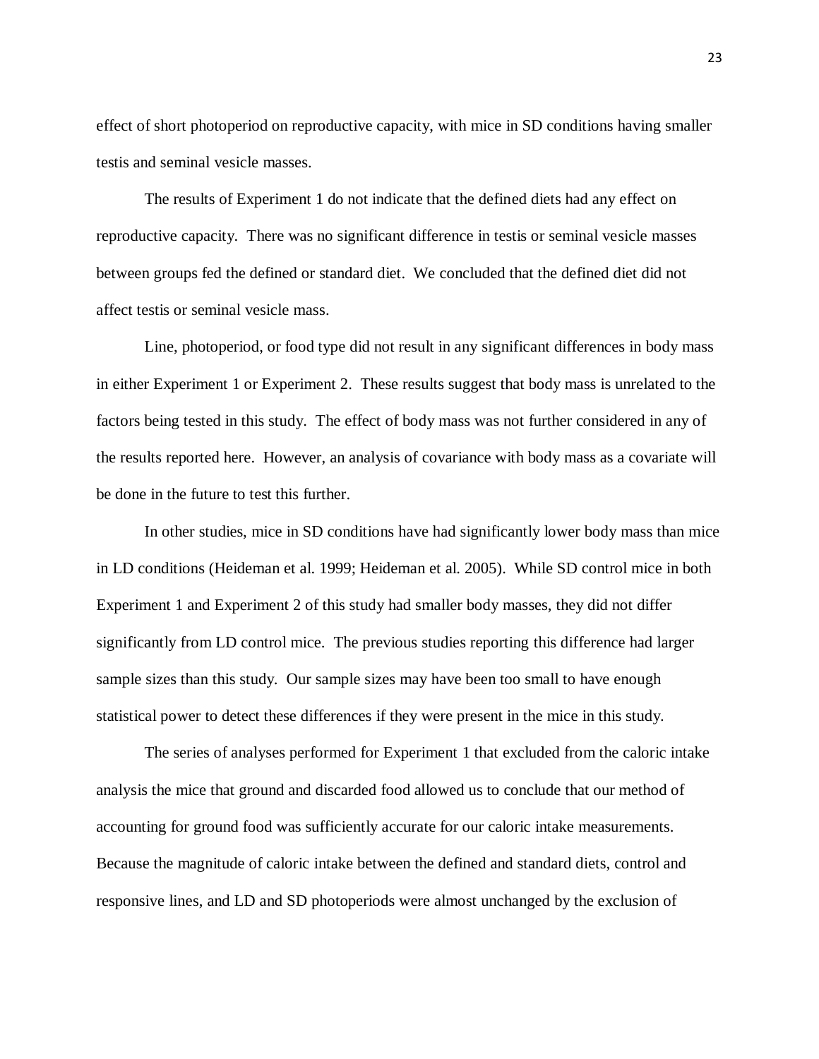effect of short photoperiod on reproductive capacity, with mice in SD conditions having smaller testis and seminal vesicle masses.

The results of Experiment 1 do not indicate that the defined diets had any effect on reproductive capacity. There was no significant difference in testis or seminal vesicle masses between groups fed the defined or standard diet. We concluded that the defined diet did not affect testis or seminal vesicle mass.

Line, photoperiod, or food type did not result in any significant differences in body mass in either Experiment 1 or Experiment 2. These results suggest that body mass is unrelated to the factors being tested in this study. The effect of body mass was not further considered in any of the results reported here. However, an analysis of covariance with body mass as a covariate will be done in the future to test this further.

In other studies, mice in SD conditions have had significantly lower body mass than mice in LD conditions (Heideman et al. 1999; Heideman et al. 2005). While SD control mice in both Experiment 1 and Experiment 2 of this study had smaller body masses, they did not differ significantly from LD control mice. The previous studies reporting this difference had larger sample sizes than this study. Our sample sizes may have been too small to have enough statistical power to detect these differences if they were present in the mice in this study.

The series of analyses performed for Experiment 1 that excluded from the caloric intake analysis the mice that ground and discarded food allowed us to conclude that our method of accounting for ground food was sufficiently accurate for our caloric intake measurements. Because the magnitude of caloric intake between the defined and standard diets, control and responsive lines, and LD and SD photoperiods were almost unchanged by the exclusion of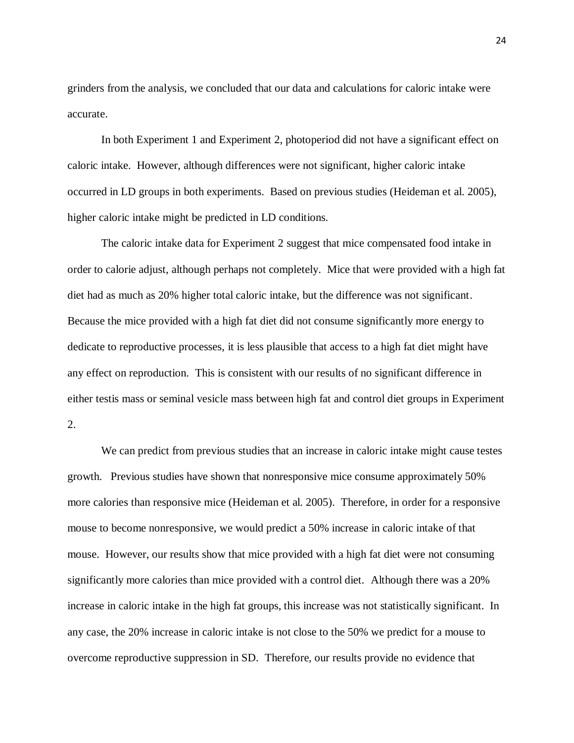grinders from the analysis, we concluded that our data and calculations for caloric intake were accurate.

In both Experiment 1 and Experiment 2, photoperiod did not have a significant effect on caloric intake. However, although differences were not significant, higher caloric intake occurred in LD groups in both experiments. Based on previous studies (Heideman et al. 2005), higher caloric intake might be predicted in LD conditions.

The caloric intake data for Experiment 2 suggest that mice compensated food intake in order to calorie adjust, although perhaps not completely. Mice that were provided with a high fat diet had as much as 20% higher total caloric intake, but the difference was not significant. Because the mice provided with a high fat diet did not consume significantly more energy to dedicate to reproductive processes, it is less plausible that access to a high fat diet might have any effect on reproduction. This is consistent with our results of no significant difference in either testis mass or seminal vesicle mass between high fat and control diet groups in Experiment 2.

We can predict from previous studies that an increase in caloric intake might cause testes growth. Previous studies have shown that nonresponsive mice consume approximately 50% more calories than responsive mice (Heideman et al. 2005). Therefore, in order for a responsive mouse to become nonresponsive, we would predict a 50% increase in caloric intake of that mouse. However, our results show that mice provided with a high fat diet were not consuming significantly more calories than mice provided with a control diet. Although there was a 20% increase in caloric intake in the high fat groups, this increase was not statistically significant. In any case, the 20% increase in caloric intake is not close to the 50% we predict for a mouse to overcome reproductive suppression in SD. Therefore, our results provide no evidence that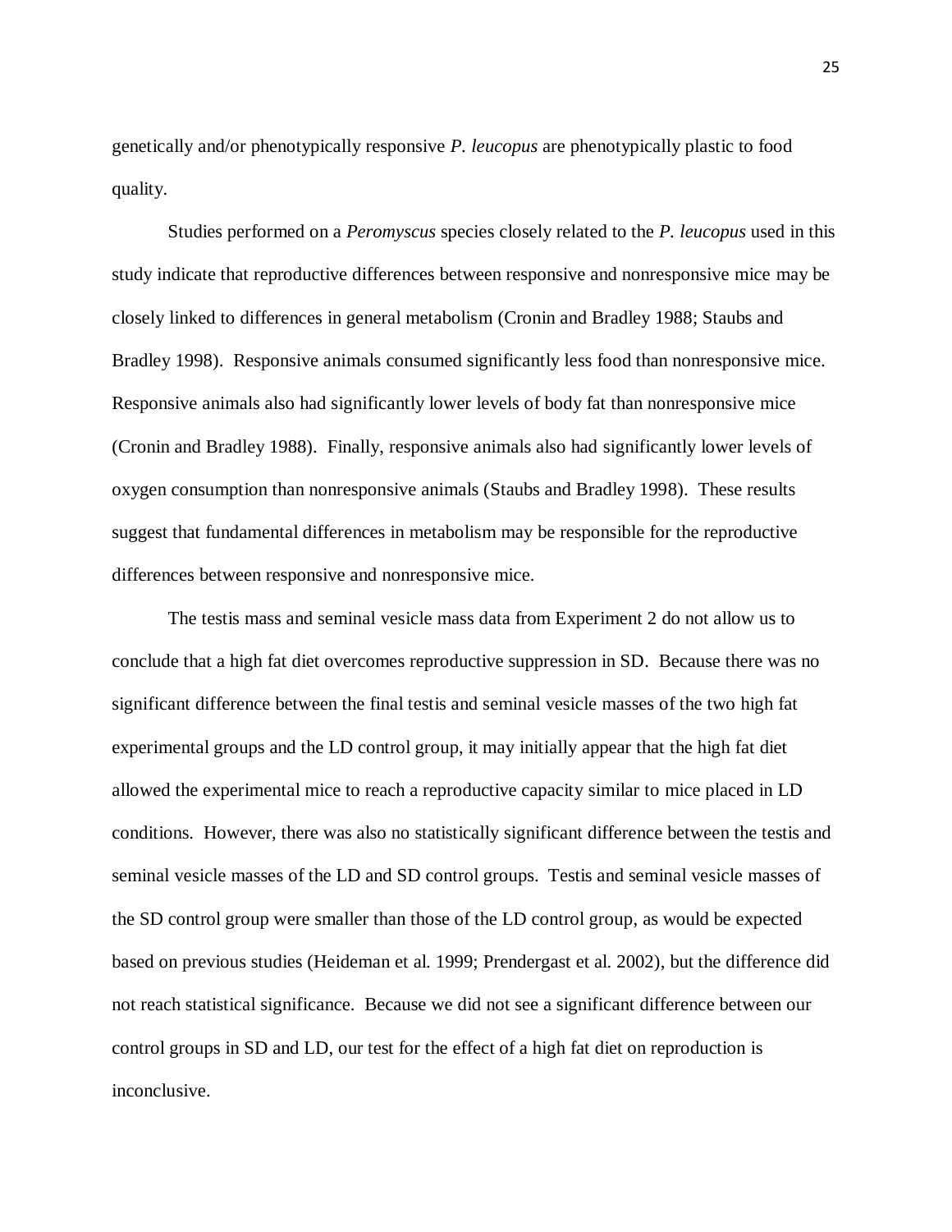genetically and/or phenotypically responsive *P. leucopus* are phenotypically plastic to food quality.

Studies performed on a *Peromyscus* species closely related to the *P. leucopus* used in this study indicate that reproductive differences between responsive and nonresponsive mice may be closely linked to differences in general metabolism (Cronin and Bradley 1988; Staubs and Bradley 1998). Responsive animals consumed significantly less food than nonresponsive mice. Responsive animals also had significantly lower levels of body fat than nonresponsive mice (Cronin and Bradley 1988). Finally, responsive animals also had significantly lower levels of oxygen consumption than nonresponsive animals (Staubs and Bradley 1998). These results suggest that fundamental differences in metabolism may be responsible for the reproductive differences between responsive and nonresponsive mice.

The testis mass and seminal vesicle mass data from Experiment 2 do not allow us to conclude that a high fat diet overcomes reproductive suppression in SD. Because there was no significant difference between the final testis and seminal vesicle masses of the two high fat experimental groups and the LD control group, it may initially appear that the high fat diet allowed the experimental mice to reach a reproductive capacity similar to mice placed in LD conditions. However, there was also no statistically significant difference between the testis and seminal vesicle masses of the LD and SD control groups. Testis and seminal vesicle masses of the SD control group were smaller than those of the LD control group, as would be expected based on previous studies (Heideman et al. 1999; Prendergast et al. 2002), but the difference did not reach statistical significance. Because we did not see a significant difference between our control groups in SD and LD, our test for the effect of a high fat diet on reproduction is inconclusive.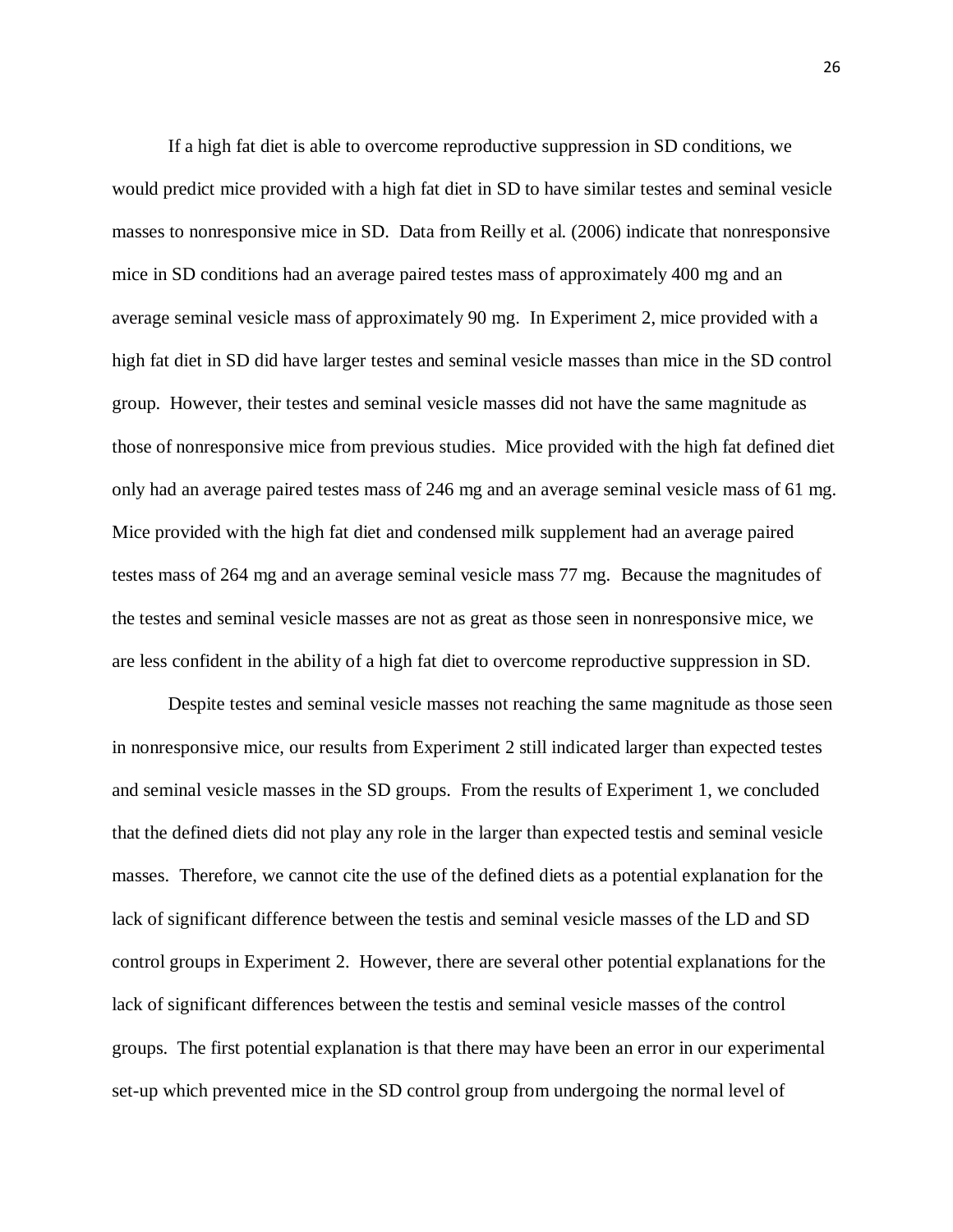If a high fat diet is able to overcome reproductive suppression in SD conditions, we would predict mice provided with a high fat diet in SD to have similar testes and seminal vesicle masses to nonresponsive mice in SD. Data from Reilly et al. (2006) indicate that nonresponsive mice in SD conditions had an average paired testes mass of approximately 400 mg and an average seminal vesicle mass of approximately 90 mg. In Experiment 2, mice provided with a high fat diet in SD did have larger testes and seminal vesicle masses than mice in the SD control group. However, their testes and seminal vesicle masses did not have the same magnitude as those of nonresponsive mice from previous studies. Mice provided with the high fat defined diet only had an average paired testes mass of 246 mg and an average seminal vesicle mass of 61 mg. Mice provided with the high fat diet and condensed milk supplement had an average paired testes mass of 264 mg and an average seminal vesicle mass 77 mg. Because the magnitudes of the testes and seminal vesicle masses are not as great as those seen in nonresponsive mice, we are less confident in the ability of a high fat diet to overcome reproductive suppression in SD.

Despite testes and seminal vesicle masses not reaching the same magnitude as those seen in nonresponsive mice, our results from Experiment 2 still indicated larger than expected testes and seminal vesicle masses in the SD groups. From the results of Experiment 1, we concluded that the defined diets did not play any role in the larger than expected testis and seminal vesicle masses. Therefore, we cannot cite the use of the defined diets as a potential explanation for the lack of significant difference between the testis and seminal vesicle masses of the LD and SD control groups in Experiment 2. However, there are several other potential explanations for the lack of significant differences between the testis and seminal vesicle masses of the control groups. The first potential explanation is that there may have been an error in our experimental set-up which prevented mice in the SD control group from undergoing the normal level of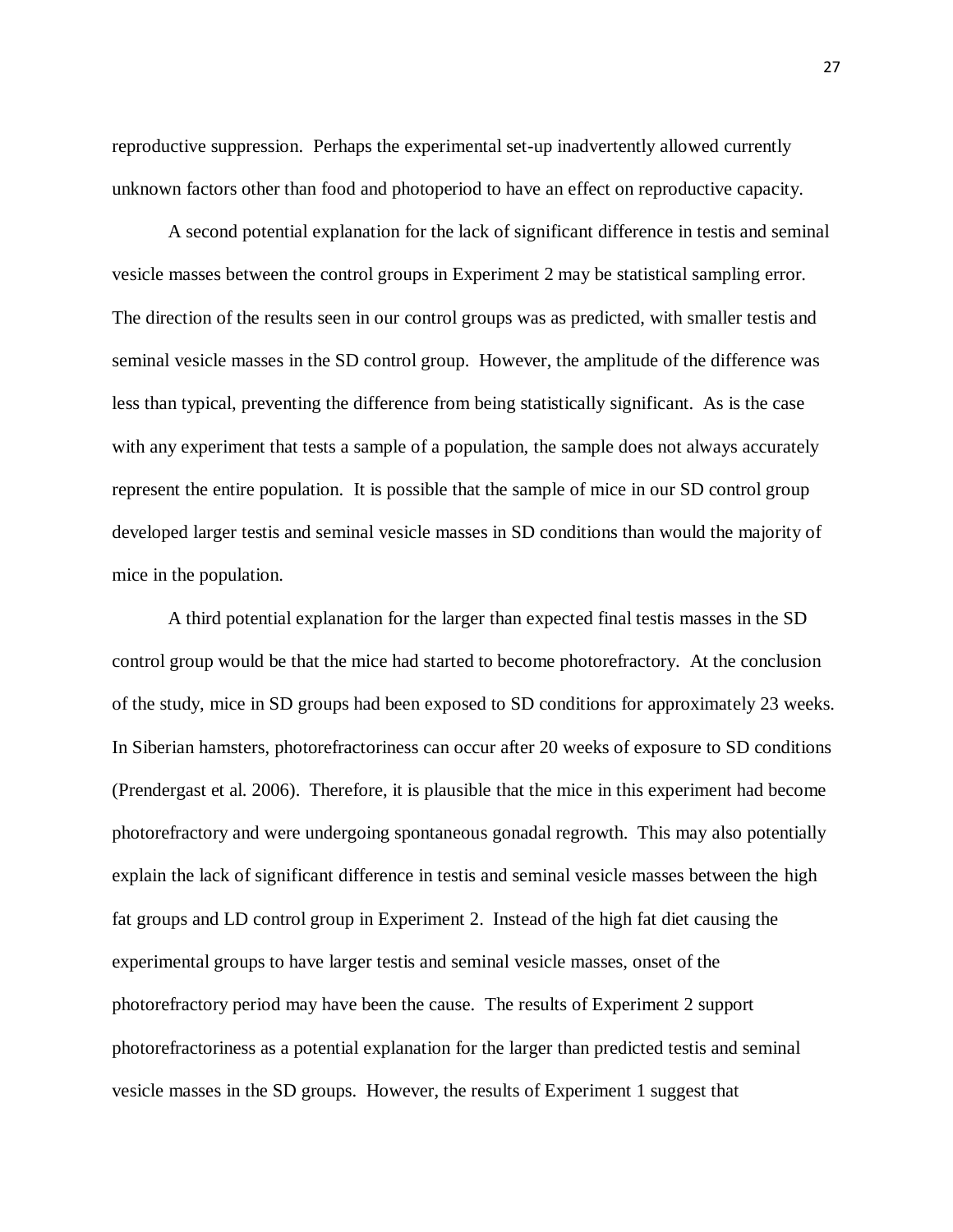reproductive suppression. Perhaps the experimental set-up inadvertently allowed currently unknown factors other than food and photoperiod to have an effect on reproductive capacity.

A second potential explanation for the lack of significant difference in testis and seminal vesicle masses between the control groups in Experiment 2 may be statistical sampling error. The direction of the results seen in our control groups was as predicted, with smaller testis and seminal vesicle masses in the SD control group. However, the amplitude of the difference was less than typical, preventing the difference from being statistically significant. As is the case with any experiment that tests a sample of a population, the sample does not always accurately represent the entire population. It is possible that the sample of mice in our SD control group developed larger testis and seminal vesicle masses in SD conditions than would the majority of mice in the population.

A third potential explanation for the larger than expected final testis masses in the SD control group would be that the mice had started to become photorefractory. At the conclusion of the study, mice in SD groups had been exposed to SD conditions for approximately 23 weeks. In Siberian hamsters, photorefractoriness can occur after 20 weeks of exposure to SD conditions (Prendergast et al. 2006). Therefore, it is plausible that the mice in this experiment had become photorefractory and were undergoing spontaneous gonadal regrowth. This may also potentially explain the lack of significant difference in testis and seminal vesicle masses between the high fat groups and LD control group in Experiment 2. Instead of the high fat diet causing the experimental groups to have larger testis and seminal vesicle masses, onset of the photorefractory period may have been the cause. The results of Experiment 2 support photorefractoriness as a potential explanation for the larger than predicted testis and seminal vesicle masses in the SD groups. However, the results of Experiment 1 suggest that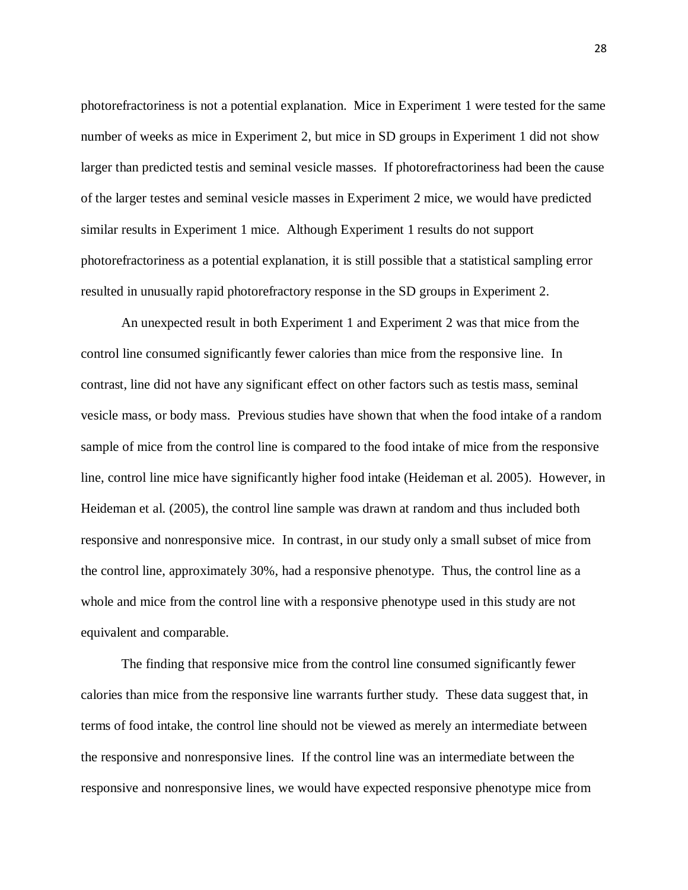photorefractoriness is not a potential explanation. Mice in Experiment 1 were tested for the same number of weeks as mice in Experiment 2, but mice in SD groups in Experiment 1 did not show larger than predicted testis and seminal vesicle masses. If photorefractoriness had been the cause of the larger testes and seminal vesicle masses in Experiment 2 mice, we would have predicted similar results in Experiment 1 mice. Although Experiment 1 results do not support photorefractoriness as a potential explanation, it is still possible that a statistical sampling error resulted in unusually rapid photorefractory response in the SD groups in Experiment 2.

An unexpected result in both Experiment 1 and Experiment 2 was that mice from the control line consumed significantly fewer calories than mice from the responsive line. In contrast, line did not have any significant effect on other factors such as testis mass, seminal vesicle mass, or body mass. Previous studies have shown that when the food intake of a random sample of mice from the control line is compared to the food intake of mice from the responsive line, control line mice have significantly higher food intake (Heideman et al. 2005). However, in Heideman et al. (2005), the control line sample was drawn at random and thus included both responsive and nonresponsive mice. In contrast, in our study only a small subset of mice from the control line, approximately 30%, had a responsive phenotype. Thus, the control line as a whole and mice from the control line with a responsive phenotype used in this study are not equivalent and comparable.

The finding that responsive mice from the control line consumed significantly fewer calories than mice from the responsive line warrants further study. These data suggest that, in terms of food intake, the control line should not be viewed as merely an intermediate between the responsive and nonresponsive lines. If the control line was an intermediate between the responsive and nonresponsive lines, we would have expected responsive phenotype mice from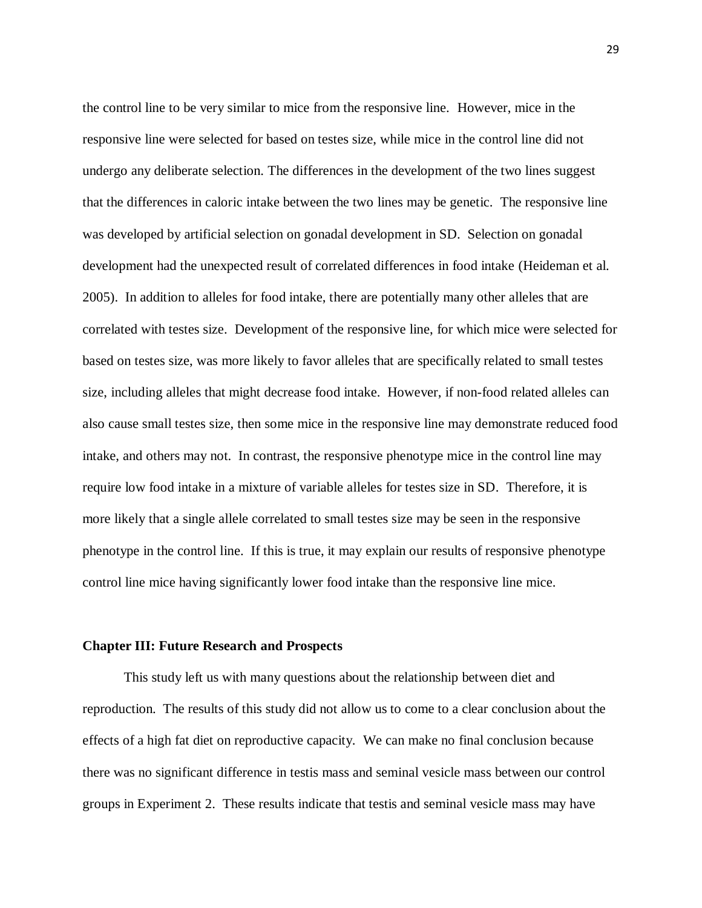the control line to be very similar to mice from the responsive line. However, mice in the responsive line were selected for based on testes size, while mice in the control line did not undergo any deliberate selection. The differences in the development of the two lines suggest that the differences in caloric intake between the two lines may be genetic. The responsive line was developed by artificial selection on gonadal development in SD. Selection on gonadal development had the unexpected result of correlated differences in food intake (Heideman et al. 2005). In addition to alleles for food intake, there are potentially many other alleles that are correlated with testes size. Development of the responsive line, for which mice were selected for based on testes size, was more likely to favor alleles that are specifically related to small testes size, including alleles that might decrease food intake. However, if non-food related alleles can also cause small testes size, then some mice in the responsive line may demonstrate reduced food intake, and others may not. In contrast, the responsive phenotype mice in the control line may require low food intake in a mixture of variable alleles for testes size in SD. Therefore, it is more likely that a single allele correlated to small testes size may be seen in the responsive phenotype in the control line. If this is true, it may explain our results of responsive phenotype control line mice having significantly lower food intake than the responsive line mice.

## Chapter III: Future Research and Prospects

This study left us with many questions about the relationship between diet and reproduction. The results of this study did not allow us to come to a clear conclusion about the effects of a high fat diet on reproductive capacity. We can make no final conclusion because there was no significant difference in testis mass and seminal vesicle mass between our control groups in Experiment 2. These results indicate that testis and seminal vesicle mass may have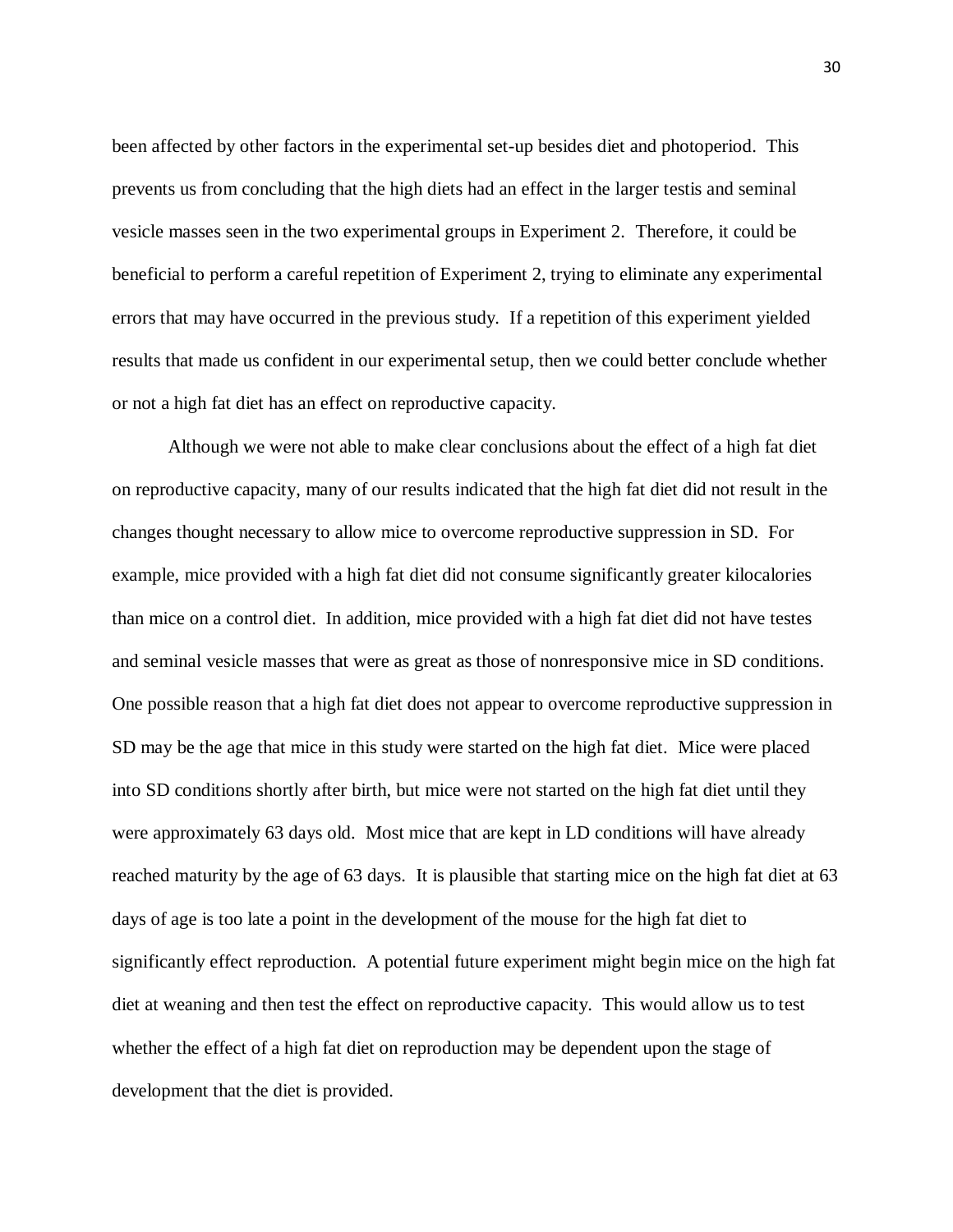been affected by other factors in the experimental set-up besides diet and photoperiod. This prevents us from concluding that the high diets had an effect in the larger testis and seminal vesicle masses seen in the two experimental groups in Experiment 2. Therefore, it could be beneficial to perform a careful repetition of Experiment 2, trying to eliminate any experimental errors that may have occurred in the previous study. If a repetition of this experiment yielded results that made us confident in our experimental setup, then we could better conclude whether or not a high fat diet has an effect on reproductive capacity.

Although we were not able to make clear conclusions about the effect of a high fat diet on reproductive capacity, many of our results indicated that the high fat diet did not result in the changes thought necessary to allow mice to overcome reproductive suppression in SD. For example, mice provided with a high fat diet did not consume significantly greater kilocalories than mice on a control diet. In addition, mice provided with a high fat diet did not have testes and seminal vesicle masses that were as great as those of nonresponsive mice in SD conditions. One possible reason that a high fat diet does not appear to overcome reproductive suppression in SD may be the age that mice in this study were started on the high fat diet. Mice were placed into SD conditions shortly after birth, but mice were not started on the high fat diet until they were approximately 63 days old. Most mice that are kept in LD conditions will have already reached maturity by the age of 63 days. It is plausible that starting mice on the high fat diet at 63 days of age is too late a point in the development of the mouse for the high fat diet to significantly effect reproduction. A potential future experiment might begin mice on the high fat diet at weaning and then test the effect on reproductive capacity. This would allow us to test whether the effect of a high fat diet on reproduction may be dependent upon the stage of development that the diet is provided.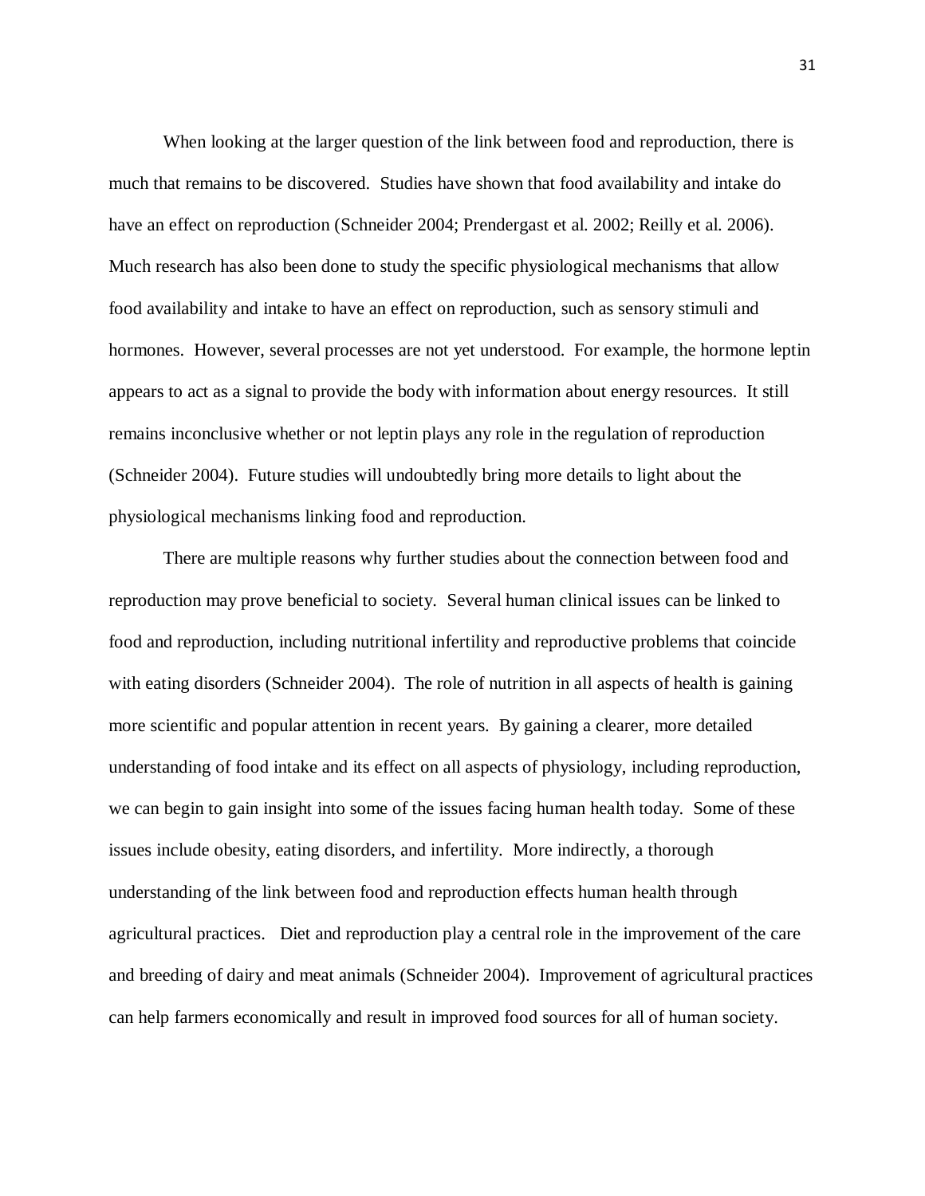When looking at the larger question of the link between food and reproduction, there is much that remains to be discovered. Studies have shown that food availability and intake do have an effect on reproduction (Schneider 2004; Prendergast et al. 2002; Reilly et al. 2006). Much research has also been done to study the specific physiological mechanisms that allow food availability and intake to have an effect on reproduction, such as sensory stimuli and hormones. However, several processes are not yet understood. For example, the hormone leptin appears to act as a signal to provide the body with information about energy resources. It still remains inconclusive whether or not leptin plays any role in the regulation of reproduction (Schneider 2004). Future studies will undoubtedly bring more details to light about the physiological mechanisms linking food and reproduction.

There are multiple reasons why further studies about the connection between food and reproduction may prove beneficial to society. Several human clinical issues can be linked to food and reproduction, including nutritional infertility and reproductive problems that coincide with eating disorders (Schneider 2004). The role of nutrition in all aspects of health is gaining more scientific and popular attention in recent years. By gaining a clearer, more detailed understanding of food intake and its effect on all aspects of physiology, including reproduction, we can begin to gain insight into some of the issues facing human health today. Some of these issues include obesity, eating disorders, and infertility. More indirectly, a thorough understanding of the link between food and reproduction effects human health through agricultural practices. Diet and reproduction play a central role in the improvement of the care and breeding of dairy and meat animals (Schneider 2004). Improvement of agricultural practices can help farmers economically and result in improved food sources for all of human society.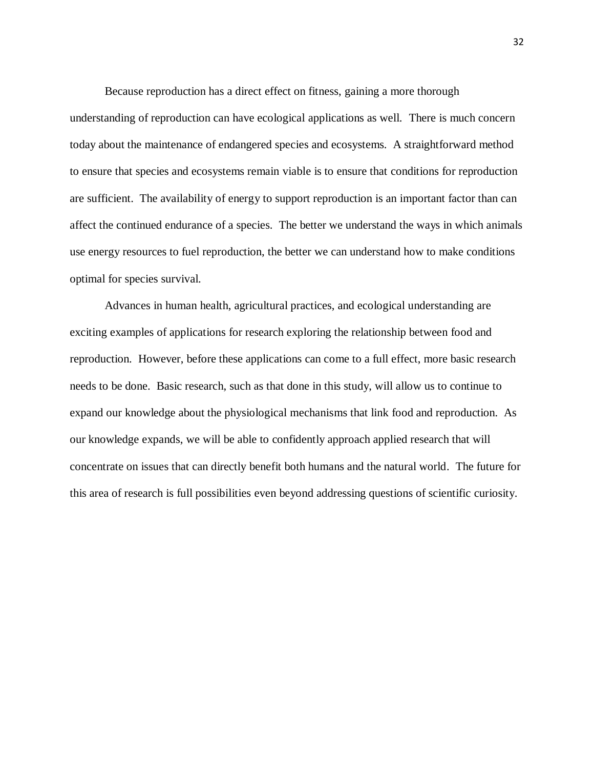Because reproduction has a direct effect on fitness, gaining a more thorough understanding of reproduction can have ecological applications as well. There is much concern today about the maintenance of endangered species and ecosystems. A straightforward method to ensure that species and ecosystems remain viable is to ensure that conditions for reproduction are sufficient. The availability of energy to support reproduction is an important factor than can affect the continued endurance of a species. The better we understand the ways in which animals use energy resources to fuel reproduction, the better we can understand how to make conditions optimal for species survival.

Advances in human health, agricultural practices, and ecological understanding are exciting examples of applications for research exploring the relationship between food and reproduction. However, before these applications can come to a full effect, more basic research needs to be done. Basic research, such as that done in this study, will allow us to continue to expand our knowledge about the physiological mechanisms that link food and reproduction. As our knowledge expands, we will be able to confidently approach applied research that will concentrate on issues that can directly benefit both humans and the natural world. The future for this area of research is full possibilities even beyond addressing questions of scientific curiosity.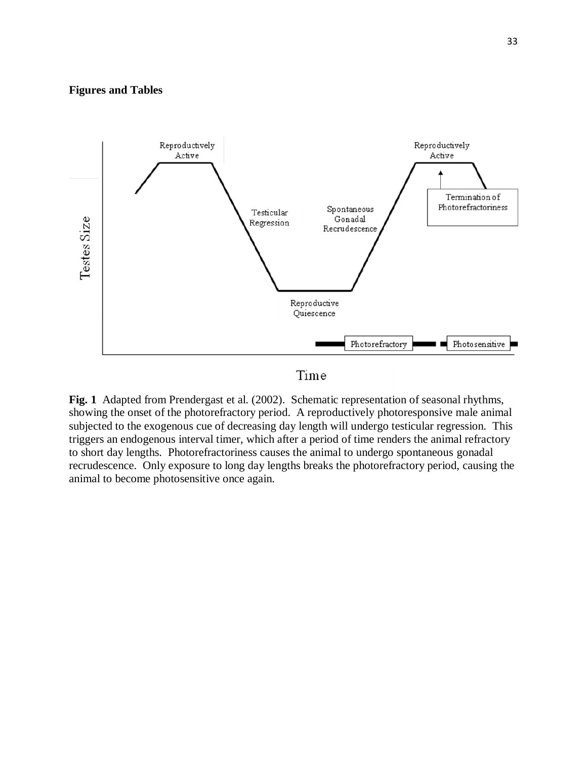**Figures and Tables**

**Fig. 1** Adapted from Prendergast et al. (2002). Schematic representation of seasonal rhythms, showing the onset of the photorefractory period. A reproductively photoresponsive male animal subjected to the exogenous cue of decreasing day length will undergo testicular regression. This triggers an endogenous interval timer, which after a period of time renders the animal refractory to short day lengths. Photorefractoriness causes the animal to undergo spontaneous gonadal recrudescence. Only exposure to long day lengths breaks the photorefractory period, causing the animal to become photosensitive once again.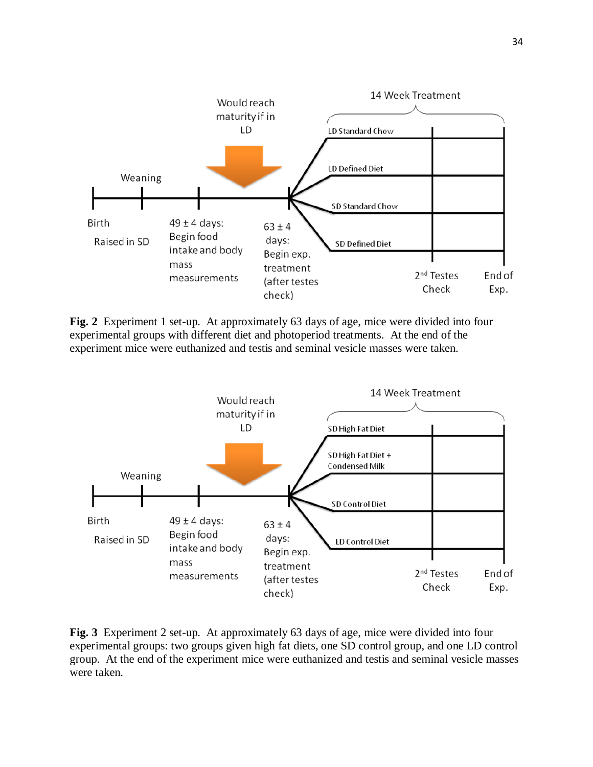**Fig. 2** Experiment 1 set-up. At approximately 63 days of age, mice were divided into four experimental groups with different diet and photoperiod treatments. At the end of the experiment mice were euthanized and testis and seminal vesicle masses were taken.

**Fig. 3** Experiment 2 set-up. At approximately 63 days of age, mice were divided into four experimental groups: two groups given high fat diets, one SD control group, and one LD control group. At the end of the experiment mice were euthanized and testis and seminal vesicle masses were taken.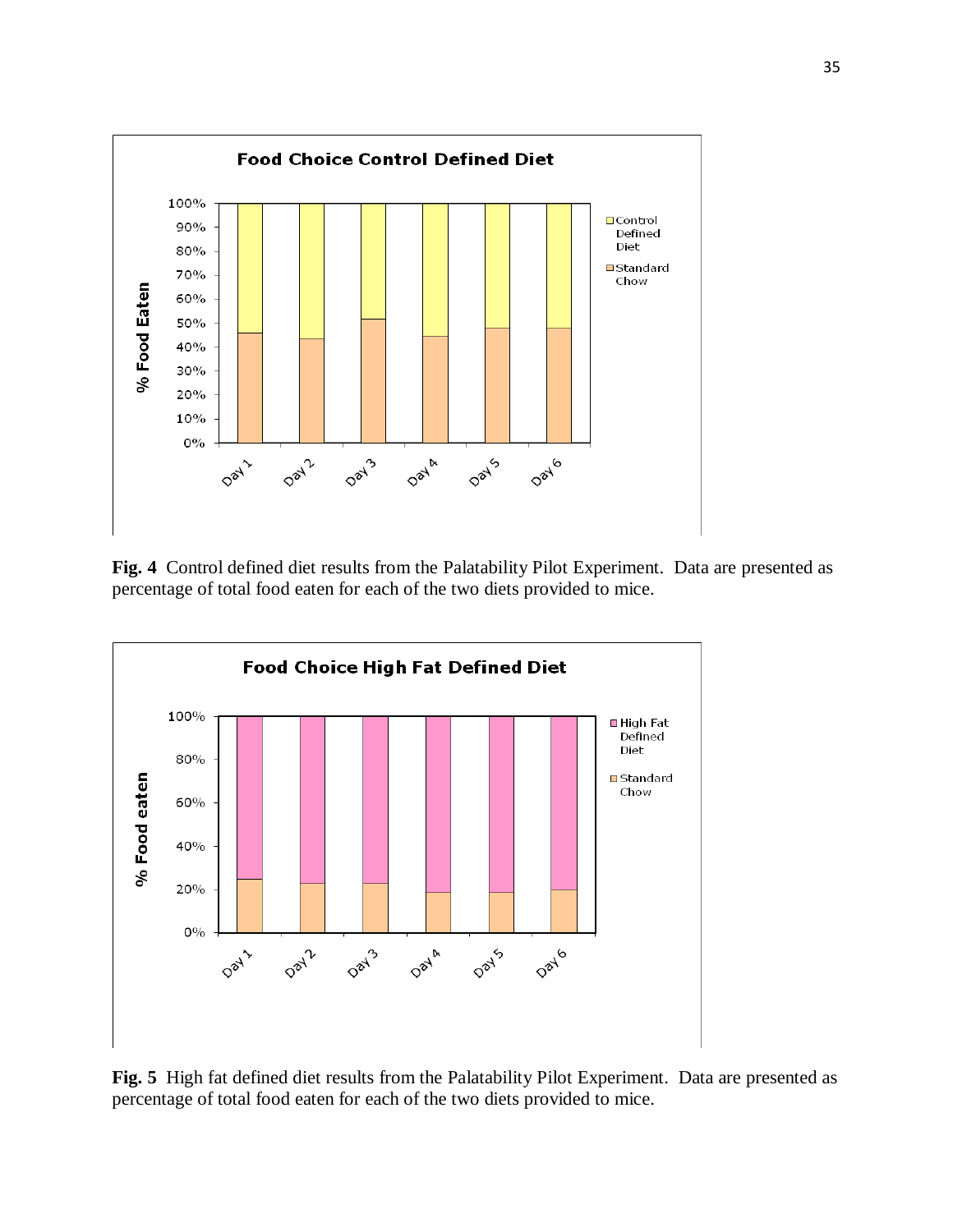**Fig. 4** Control defined diet results from the Palatability Pilot Experiment. Data are presented as percentage of total food eaten for each of the two diets provided to mice.

**Fig. 5** High fat defined diet results from the Palatability Pilot Experiment. Data are presented as percentage of total food eaten for each of the two diets provided to mice.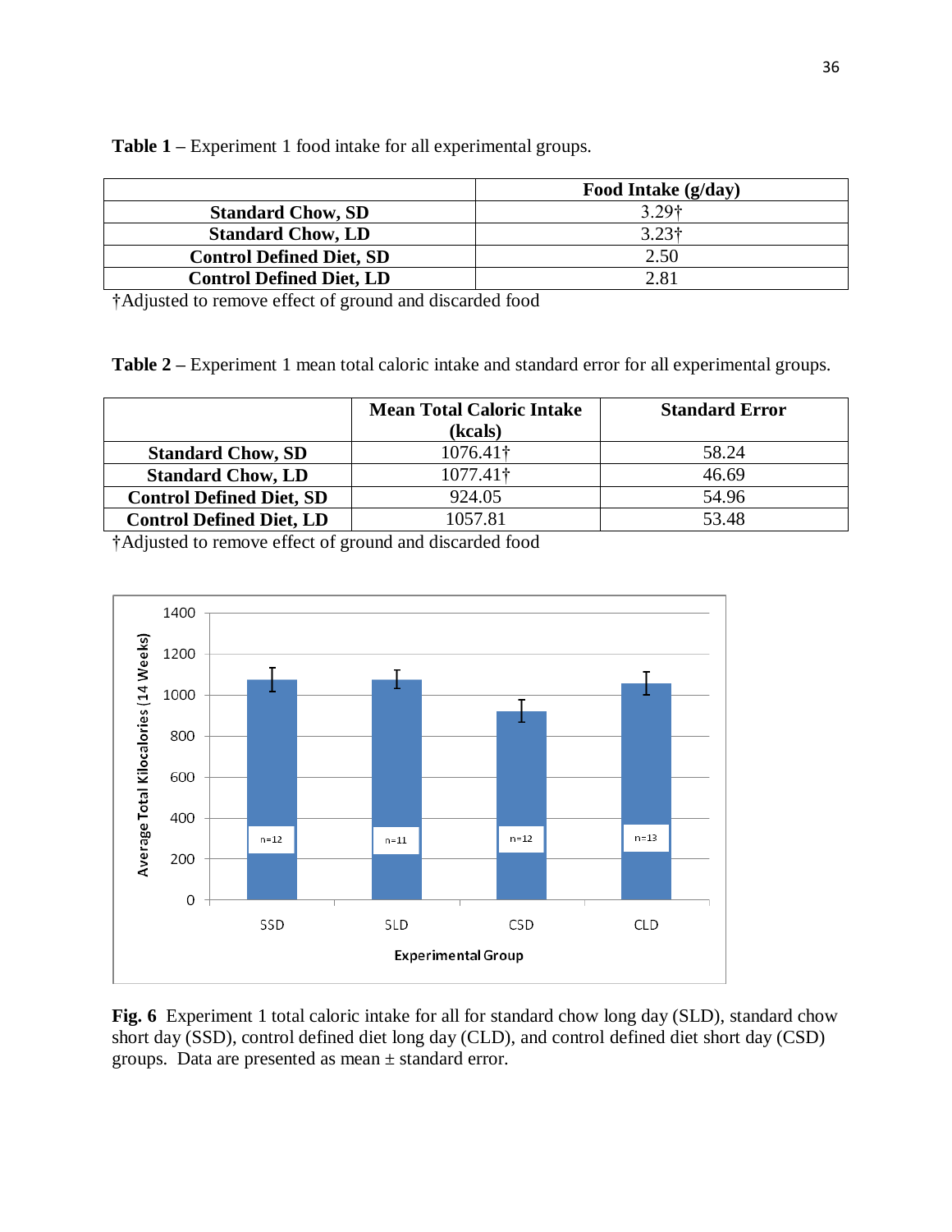**Table 1** – Experiment 1 food intake for all experimental groups.

| | Food Intake (g/day) |
|---|---|
| **Standard Chow, SD** | 3.29† |
| **Standard Chow, LD** | 3.23† |
| **Control Defined Diet, SD** | 2.50 |
| **Control Defined Diet, LD** | 2.81 |

†Adjusted to remove effect of ground and discarded food

**Table 2** – Experiment 1 mean total caloric intake and standard error for all experimental groups.

| | Mean Total Caloric Intake (kcals) | Standard Error |
|---|---|---|
| **Standard Chow, SD** | 1076.41† | 58.24 |
| **Standard Chow, LD** | 1077.41† | 46.69 |
| **Control Defined Diet, SD** | 924.05 | 54.96 |
| **Control Defined Diet, LD** | 1057.81 | 53.48 |

†Adjusted to remove effect of ground and discarded food

**Fig. 6** Experiment 1 total caloric intake for all for standard chow long day (SLD), standard chow short day (SSD), control defined diet long day (CLD), and control defined diet short day (CSD) groups. Data are presented as mean ± standard error.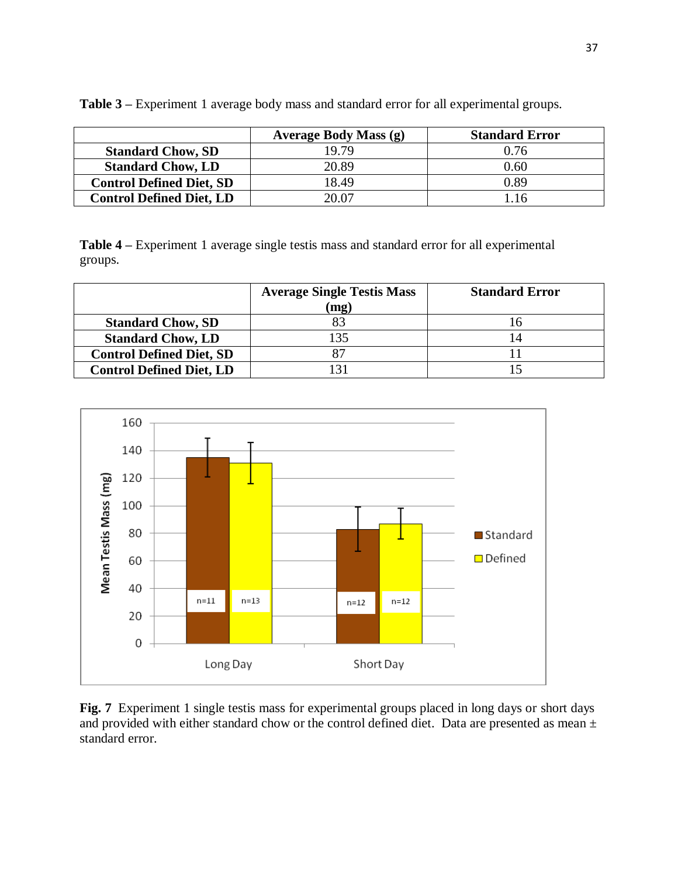**Table 3** – Experiment 1 average body mass and standard error for all experimental groups.

| | Average Body Mass (g) | Standard Error |
|---|---|---|
| **Standard Chow, SD** | 19.79 | 0.76 |
| **Standard Chow, LD** | 20.89 | 0.60 |
| **Control Defined Diet, SD** | 18.49 | 0.89 |
| **Control Defined Diet, LD** | 20.07 | 1.16 |

**Table 4** – Experiment 1 average single testis mass and standard error for all experimental groups.

| | Average Single Testis Mass (mg) | Standard Error |
|---|---|---|
| **Standard Chow, SD** | 83 | 16 |
| **Standard Chow, LD** | 135 | 14 |
| **Control Defined Diet, SD** | 87 | 11 |
| **Control Defined Diet, LD** | 131 | 15 |

**Fig. 7** Experiment 1 single testis mass for experimental groups placed in long days or short days and provided with either standard chow or the control defined diet. Data are presented as mean ± standard error.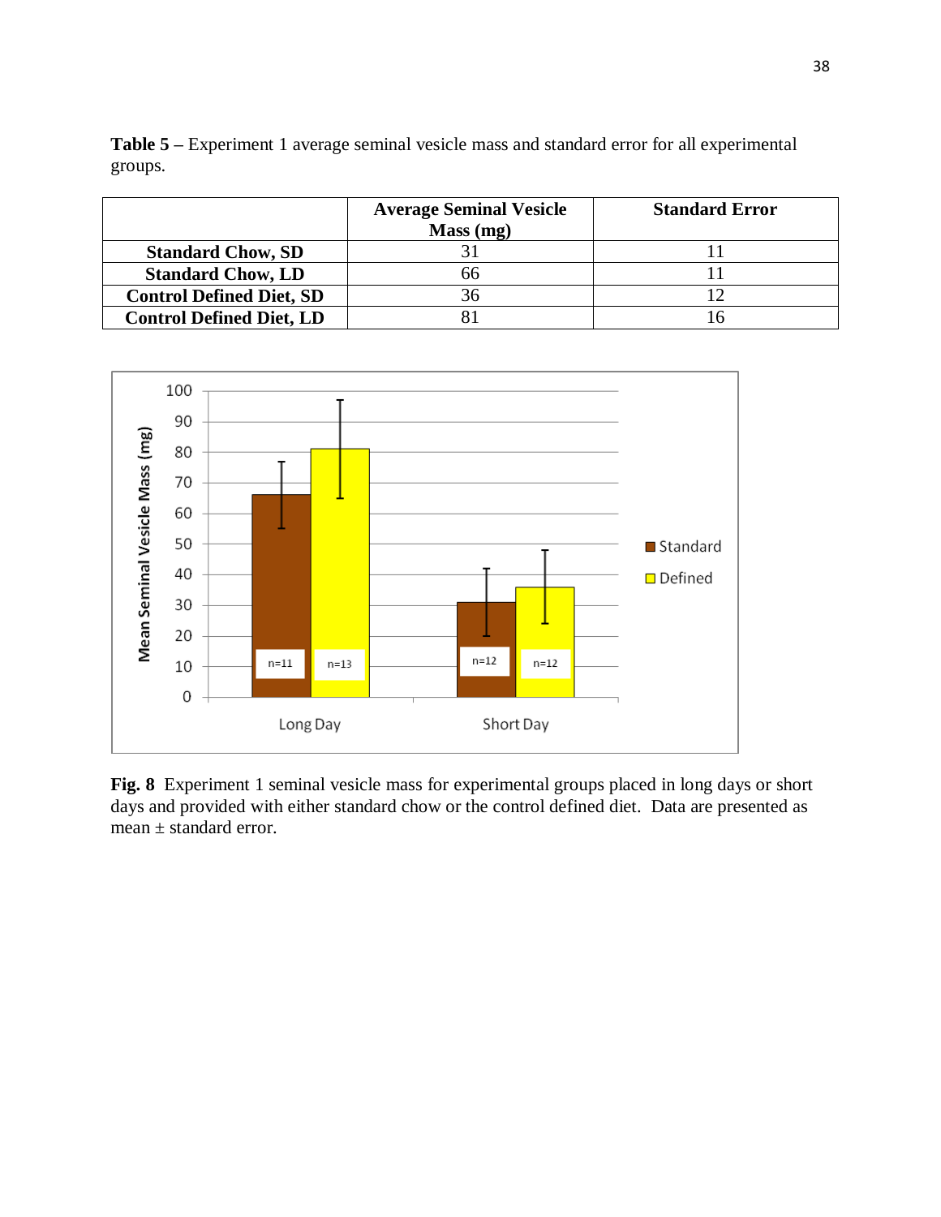**Table 5** – Experiment 1 average seminal vesicle mass and standard error for all experimental groups.

| | Average Seminal Vesicle Mass (mg) | Standard Error |
|---|---|---|
| **Standard Chow, SD** | 31 | 11 |
| **Standard Chow, LD** | 66 | 11 |
| **Control Defined Diet, SD** | 36 | 12 |
| **Control Defined Diet, LD** | 81 | 16 |

**Fig. 8** Experiment 1 seminal vesicle mass for experimental groups placed in long days or short days and provided with either standard chow or the control defined diet. Data are presented as mean ± standard error.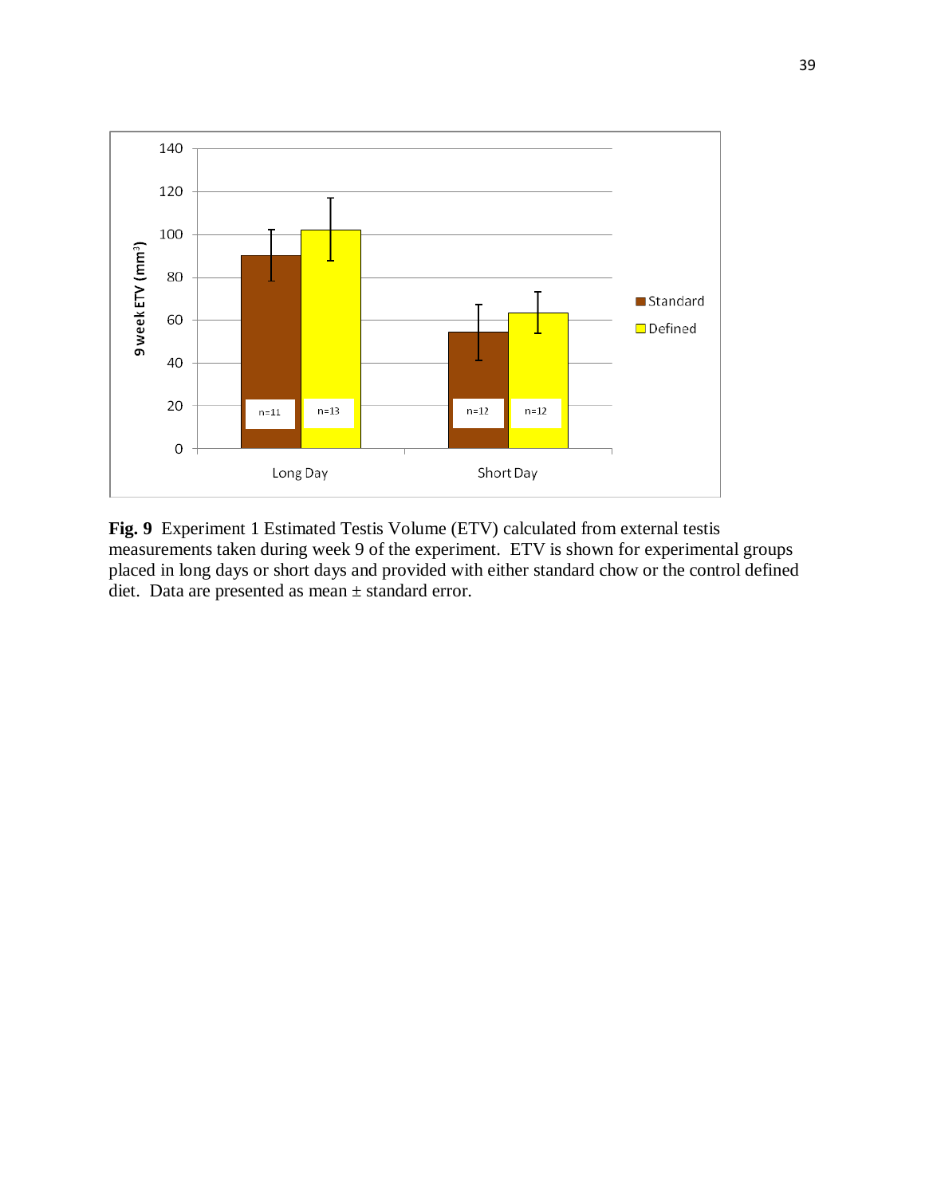**Fig. 9** Experiment 1 Estimated Testis Volume (ETV) calculated from external testis measurements taken during week 9 of the experiment. ETV is shown for experimental groups placed in long days or short days and provided with either standard chow or the control defined diet. Data are presented as mean ± standard error.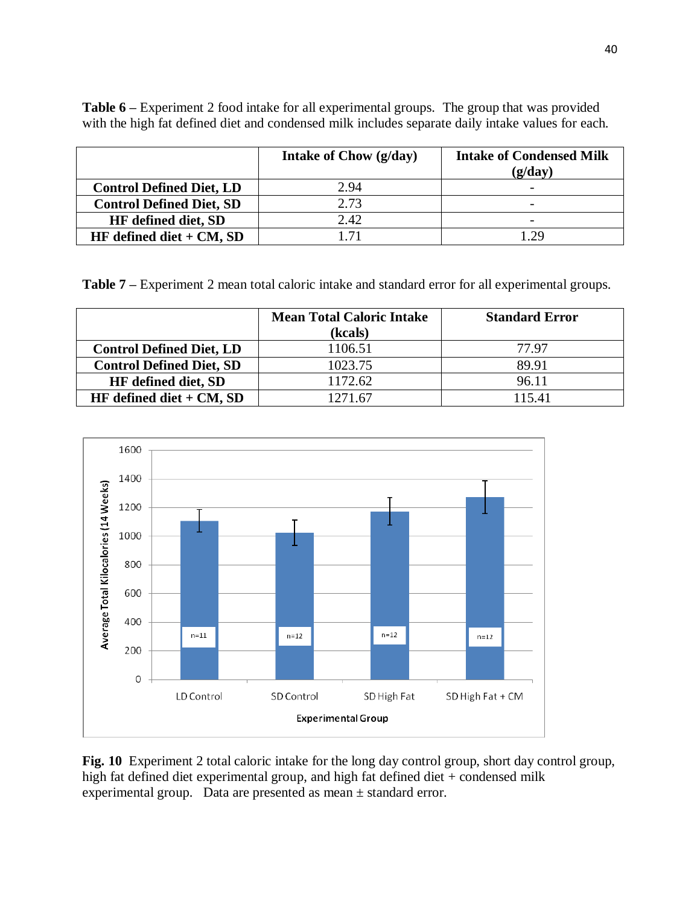**Table 6** – Experiment 2 food intake for all experimental groups. The group that was provided with the high fat defined diet and condensed milk includes separate daily intake values for each.

| | Intake of Chow (g/day) | Intake of Condensed Milk (g/day) |
|---|---|---|
| **Control Defined Diet, LD** | 2.94 | - |
| **Control Defined Diet, SD** | 2.73 | - |
| **HF defined diet, SD** | 2.42 | - |
| **HF defined diet + CM, SD** | 1.71 | 1.29 |

**Table 7** – Experiment 2 mean total caloric intake and standard error for all experimental groups.

| | Mean Total Caloric Intake (kcals) | Standard Error |
|---|---|---|
| **Control Defined Diet, LD** | 1106.51 | 77.97 |
| **Control Defined Diet, SD** | 1023.75 | 89.91 |
| **HF defined diet, SD** | 1172.62 | 96.11 |
| **HF defined diet + CM, SD** | 1271.67 | 115.41 |

**Fig. 10** Experiment 2 total caloric intake for the long day control group, short day control group, high fat defined diet experimental group, and high fat defined diet + condensed milk experimental group. Data are presented as mean ± standard error.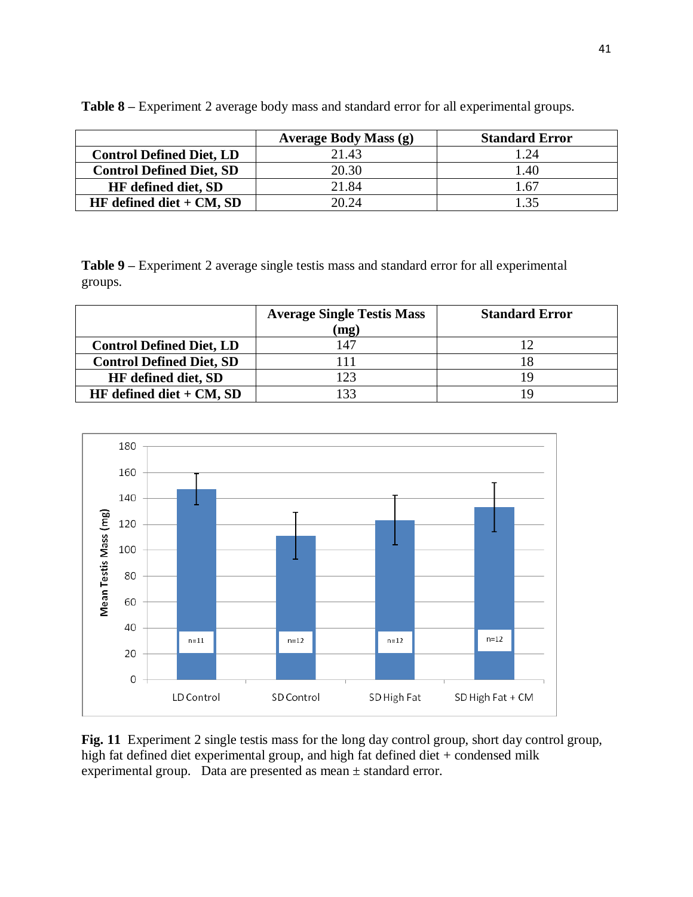**Table 8** – Experiment 2 average body mass and standard error for all experimental groups.

| | Average Body Mass (g) | Standard Error |
|---|---|---|
| **Control Defined Diet, LD** | 21.43 | 1.24 |
| **Control Defined Diet, SD** | 20.30 | 1.40 |
| **HF defined diet, SD** | 21.84 | 1.67 |
| **HF defined diet + CM, SD** | 20.24 | 1.35 |

**Table 9** – Experiment 2 average single testis mass and standard error for all experimental groups.

| | Average Single Testis Mass (mg) | Standard Error |
|---|---|---|
| **Control Defined Diet, LD** | 147 | 12 |
| **Control Defined Diet, SD** | 111 | 18 |
| **HF defined diet, SD** | 123 | 19 |
| **HF defined diet + CM, SD** | 133 | 19 |

**Fig. 11** Experiment 2 single testis mass for the long day control group, short day control group, high fat defined diet experimental group, and high fat defined diet + condensed milk experimental group. Data are presented as mean ± standard error.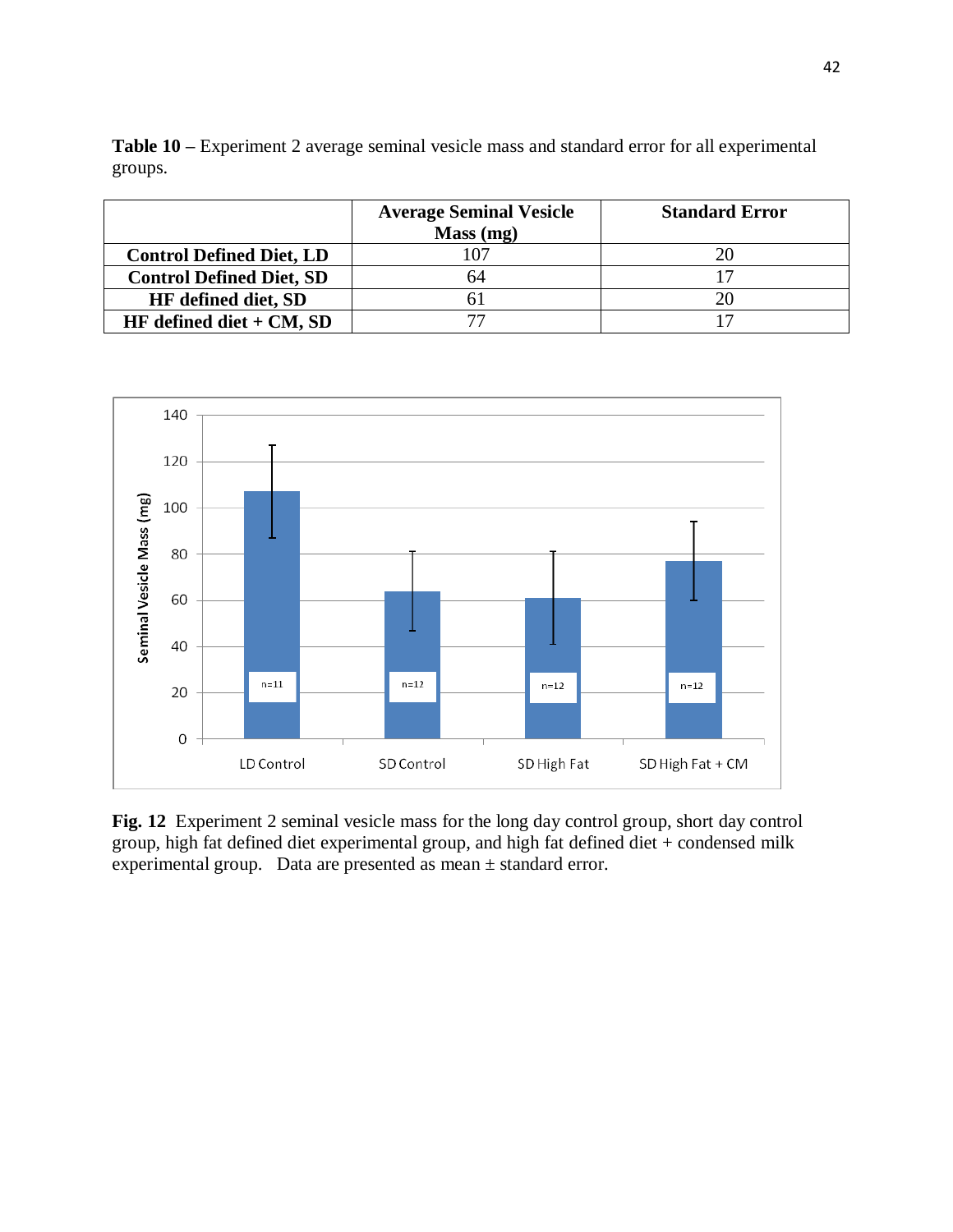**Table 10 –** Experiment 2 average seminal vesicle mass and standard error for all experimental groups.

| | Average Seminal Vesicle Mass (mg) | Standard Error |
|---|---|---|
| **Control Defined Diet, LD** | 107 | 20 |
| **Control Defined Diet, SD** | 64 | 17 |
| **HF defined diet, SD** | 61 | 20 |
| **HF defined diet + CM, SD** | 77 | 17 |

**Fig. 12** Experiment 2 seminal vesicle mass for the long day control group, short day control group, high fat defined diet experimental group, and high fat defined diet + condensed milk experimental group. Data are presented as mean ± standard error.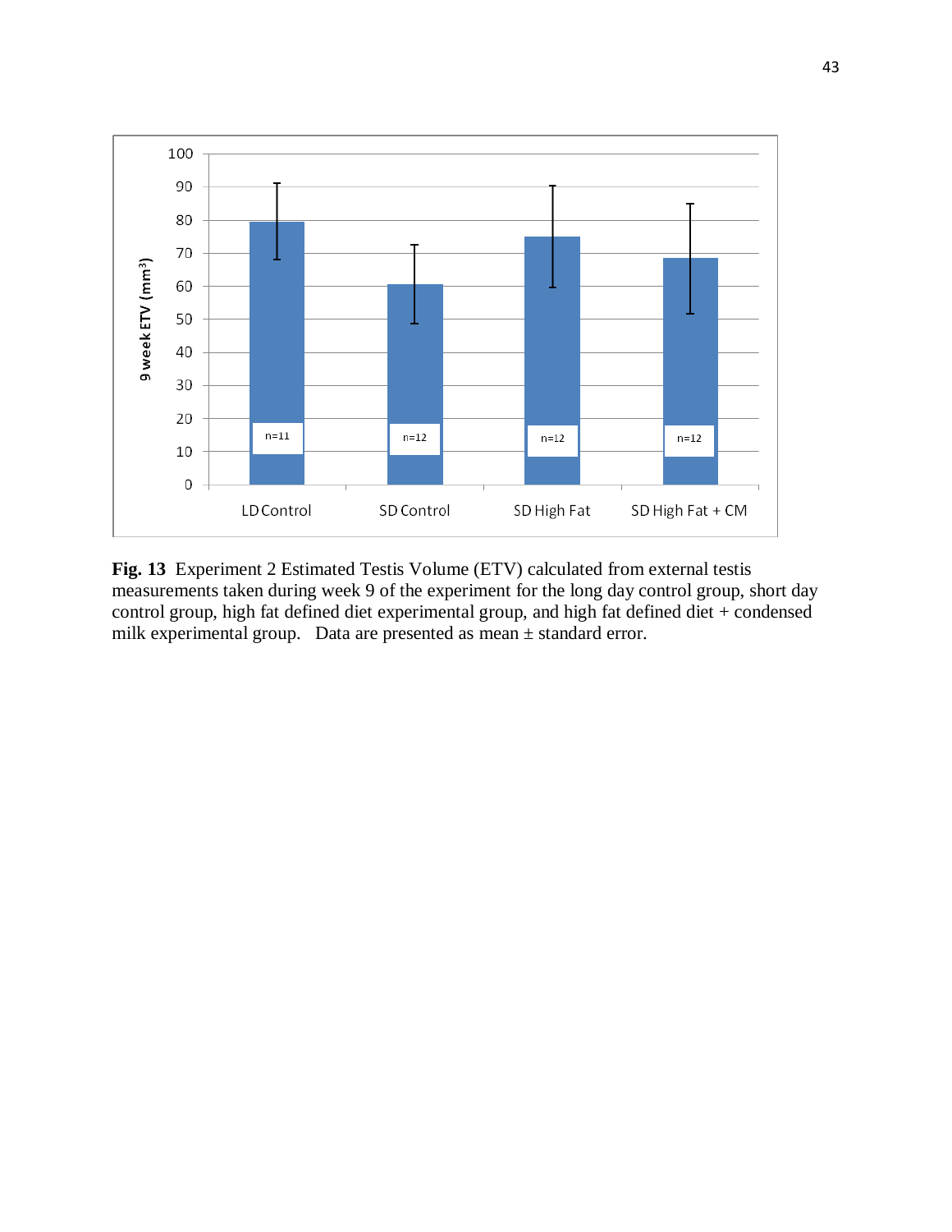**Fig. 13** Experiment 2 Estimated Testis Volume (ETV) calculated from external testis measurements taken during week 9 of the experiment for the long day control group, short day control group, high fat defined diet experimental group, and high fat defined diet + condensed milk experimental group. Data are presented as mean ± standard error.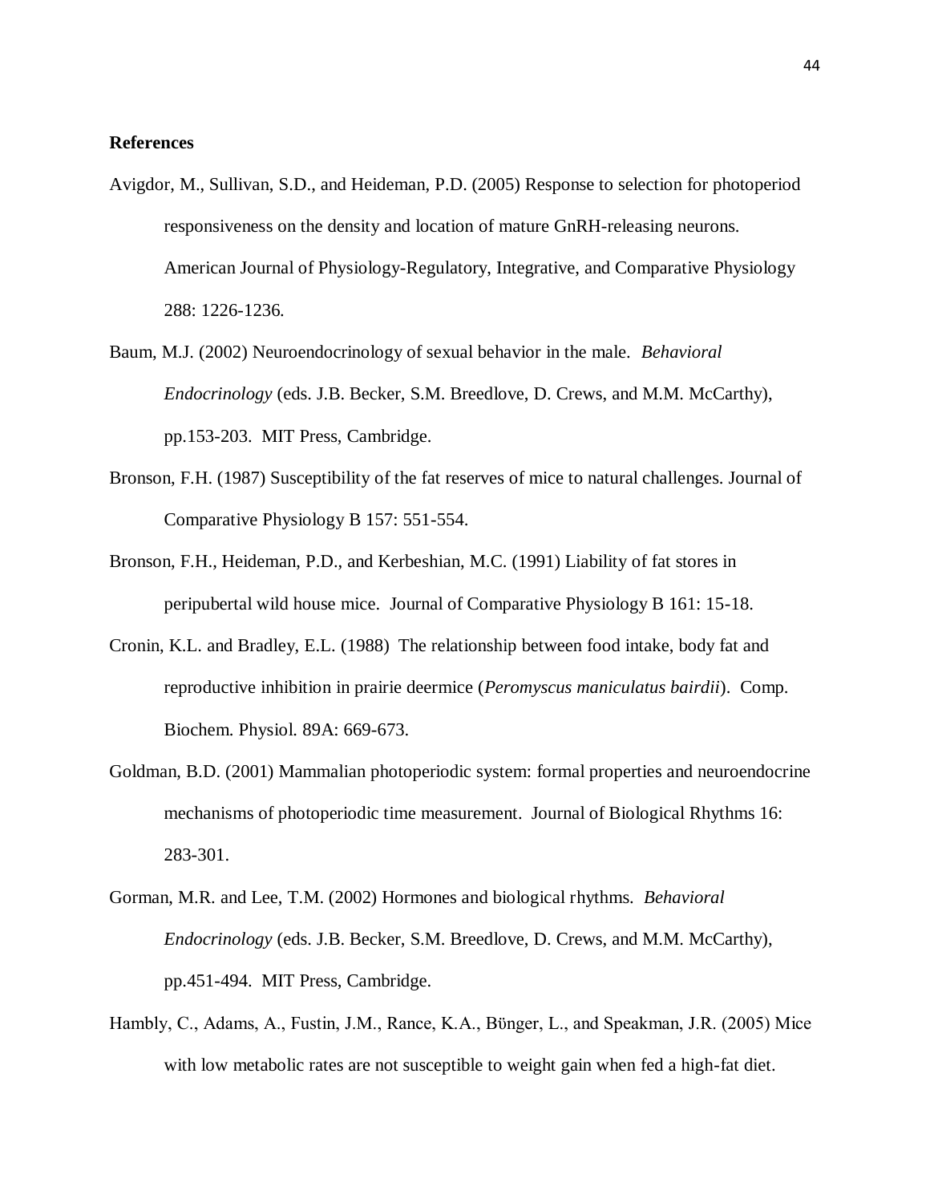**References**

Avigdor, M., Sullivan, S.D., and Heideman, P.D. (2005) Response to selection for photoperiod responsiveness on the density and location of mature GnRH-releasing neurons. American Journal of Physiology-Regulatory, Integrative, and Comparative Physiology 288: 1226-1236.

Baum, M.J. (2002) Neuroendocrinology of sexual behavior in the male. *Behavioral Endocrinology* (eds. J.B. Becker, S.M. Breedlove, D. Crews, and M.M. McCarthy), pp.153-203. MIT Press, Cambridge.

Bronson, F.H. (1987) Susceptibility of the fat reserves of mice to natural challenges. Journal of Comparative Physiology B 157: 551-554.

Bronson, F.H., Heideman, P.D., and Kerbeshian, M.C. (1991) Liability of fat stores in peripubertal wild house mice. Journal of Comparative Physiology B 161: 15-18.

Cronin, K.L. and Bradley, E.L. (1988) The relationship between food intake, body fat and reproductive inhibition in prairie deermice (*Peromyscus maniculatus bairdii*). Comp. Biochem. Physiol. 89A: 669-673.

Goldman, B.D. (2001) Mammalian photoperiodic system: formal properties and neuroendocrine mechanisms of photoperiodic time measurement. Journal of Biological Rhythms 16: 283-301.

Gorman, M.R. and Lee, T.M. (2002) Hormones and biological rhythms. *Behavioral Endocrinology* (eds. J.B. Becker, S.M. Breedlove, D. Crews, and M.M. McCarthy), pp.451-494. MIT Press, Cambridge.

Hambly, C., Adams, A., Fustin, J.M., Rance, K.A., Bünger, L., and Speakman, J.R. (2005) Mice with low metabolic rates are not susceptible to weight gain when fed a high-fat diet.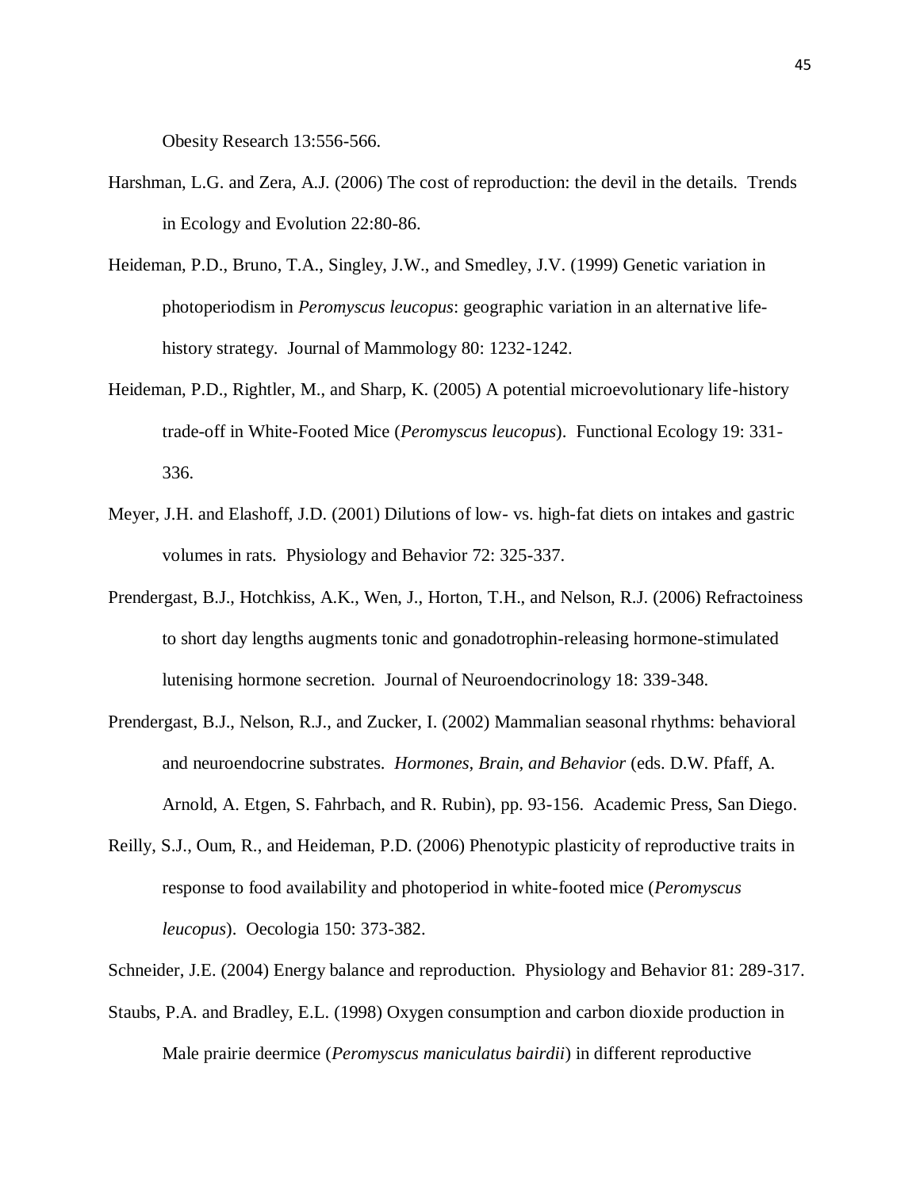Obesity Research 13:556-566.

Harshman, L.G. and Zera, A.J. (2006) The cost of reproduction: the devil in the details. Trends in Ecology and Evolution 22:80-86.

Heideman, P.D., Bruno, T.A., Singley, J.W., and Smedley, J.V. (1999) Genetic variation in photoperiodism in *Peromyscus leucopus*: geographic variation in an alternative life-history strategy. Journal of Mammology 80: 1232-1242.

Heideman, P.D., Rightler, M., and Sharp, K. (2005) A potential microevolutionary life-history trade-off in White-Footed Mice (*Peromyscus leucopus*). Functional Ecology 19: 331-336.

Meyer, J.H. and Elashoff, J.D. (2001) Dilutions of low- vs. high-fat diets on intakes and gastric volumes in rats. Physiology and Behavior 72: 325-337.

Prendergast, B.J., Hotchkiss, A.K., Wen, J., Horton, T.H., and Nelson, R.J. (2006) Refractoiness to short day lengths augments tonic and gonadotrophin-releasing hormone-stimulated lutenising hormone secretion. Journal of Neuroendocrinology 18: 339-348.

Prendergast, B.J., Nelson, R.J., and Zucker, I. (2002) Mammalian seasonal rhythms: behavioral and neuroendocrine substrates. *Hormones, Brain, and Behavior* (eds. D.W. Pfaff, A. Arnold, A. Etgen, S. Fahrbach, and R. Rubin), pp. 93-156. Academic Press, San Diego.

Reilly, S.J., Oum, R., and Heideman, P.D. (2006) Phenotypic plasticity of reproductive traits in response to food availability and photoperiod in white-footed mice (*Peromyscus leucopus*). Oecologia 150: 373-382.

Schneider, J.E. (2004) Energy balance and reproduction. Physiology and Behavior 81: 289-317.

Staubs, P.A. and Bradley, E.L. (1998) Oxygen consumption and carbon dioxide production in Male prairie deermice (*Peromyscus maniculatus bairdii*) in different reproductive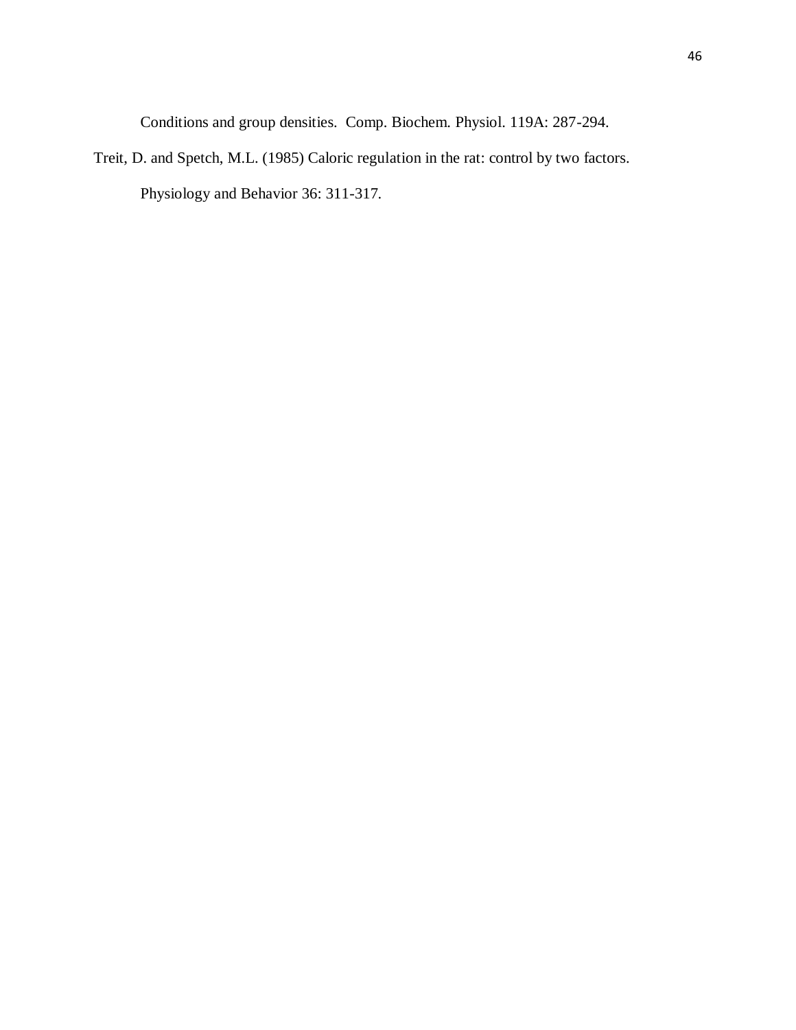Conditions and group densities. Comp. Biochem. Physiol. 119A: 287-294.

Treit, D. and Spetch, M.L. (1985) Caloric regulation in the rat: control by two factors. Physiology and Behavior 36: 311-317.